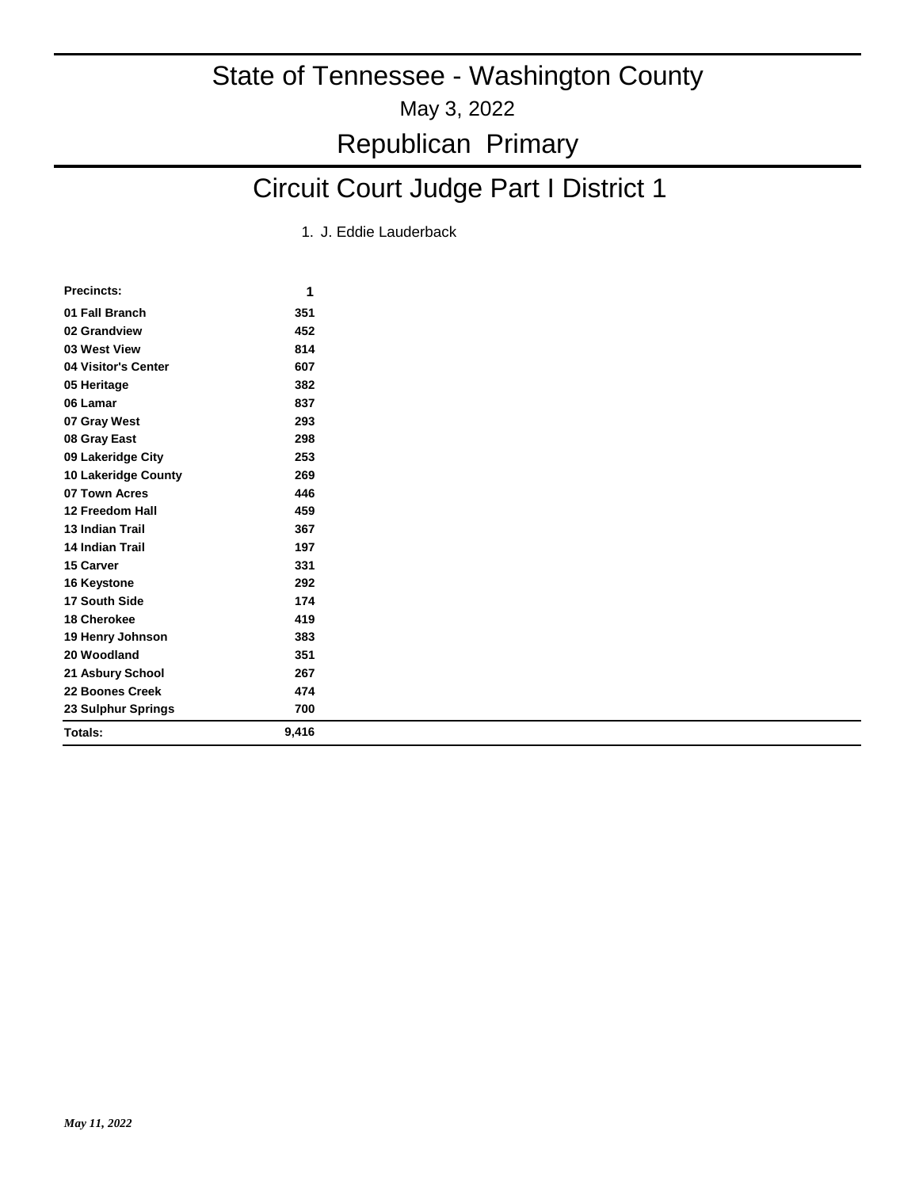# State of Tennessee - Washington County

May 3, 2022

## Republican Primary

## Circuit Court Judge Part I District 1

1. J. Eddie Lauderback

| Precincts: | 1 |
|---|---|
| 01 Fall Branch | 351 |
| 02 Grandview | 452 |
| 03 West View | 814 |
| 04 Visitor's Center | 607 |
| 05 Heritage | 382 |
| 06 Lamar | 837 |
| 07 Gray West | 293 |
| 08 Gray East | 298 |
| 09 Lakeridge City | 253 |
| 10 Lakeridge County | 269 |
| 07 Town Acres | 446 |
| 12 Freedom Hall | 459 |
| 13 Indian Trail | 367 |
| 14 Indian Trail | 197 |
| 15 Carver | 331 |
| 16 Keystone | 292 |
| 17 South Side | 174 |
| 18 Cherokee | 419 |
| 19 Henry Johnson | 383 |
| 20 Woodland | 351 |
| 21 Asbury School | 267 |
| 22 Boones Creek | 474 |
| 23 Sulphur Springs | 700 |
| **Totals:** | **9,416** |

*May 11, 2022*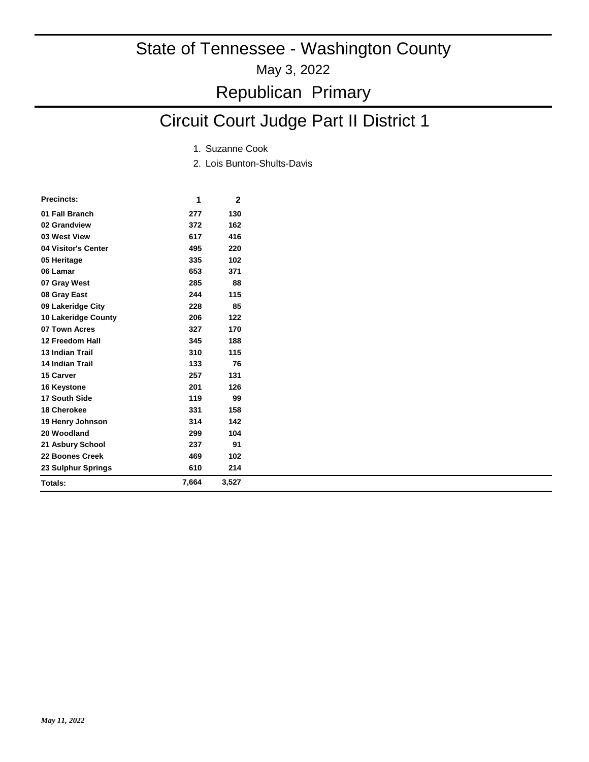# State of Tennessee - Washington County

May 3, 2022

## Republican Primary

## Circuit Court Judge Part II District 1

1. Suzanne Cook
2. Lois Bunton-Shults-Davis

| Precincts: | 1 | 2 |
|---|---|---|
| 01 Fall Branch | 277 | 130 |
| 02 Grandview | 372 | 162 |
| 03 West View | 617 | 416 |
| 04 Visitor's Center | 495 | 220 |
| 05 Heritage | 335 | 102 |
| 06 Lamar | 653 | 371 |
| 07 Gray West | 285 | 88 |
| 08 Gray East | 244 | 115 |
| 09 Lakeridge City | 228 | 85 |
| 10 Lakeridge County | 206 | 122 |
| 07 Town Acres | 327 | 170 |
| 12 Freedom Hall | 345 | 188 |
| 13 Indian Trail | 310 | 115 |
| 14 Indian Trail | 133 | 76 |
| 15 Carver | 257 | 131 |
| 16 Keystone | 201 | 126 |
| 17 South Side | 119 | 99 |
| 18 Cherokee | 331 | 158 |
| 19 Henry Johnson | 314 | 142 |
| 20 Woodland | 299 | 104 |
| 21 Asbury School | 237 | 91 |
| 22 Boones Creek | 469 | 102 |
| 23 Sulphur Springs | 610 | 214 |
| **Totals:** | **7,664** | **3,527** |

*May 11, 2022*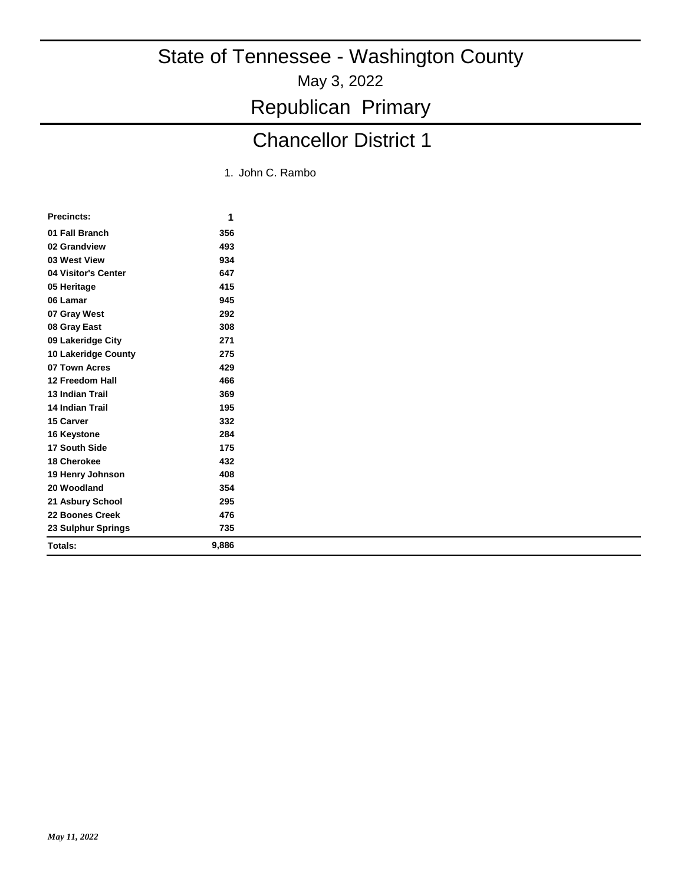# State of Tennessee - Washington County

May 3, 2022

## Republican Primary

## Chancellor District 1

1. John C. Rambo

| Precincts: | 1 |
|---|---|
| 01 Fall Branch | 356 |
| 02 Grandview | 493 |
| 03 West View | 934 |
| 04 Visitor's Center | 647 |
| 05 Heritage | 415 |
| 06 Lamar | 945 |
| 07 Gray West | 292 |
| 08 Gray East | 308 |
| 09 Lakeridge City | 271 |
| 10 Lakeridge County | 275 |
| 07 Town Acres | 429 |
| 12 Freedom Hall | 466 |
| 13 Indian Trail | 369 |
| 14 Indian Trail | 195 |
| 15 Carver | 332 |
| 16 Keystone | 284 |
| 17 South Side | 175 |
| 18 Cherokee | 432 |
| 19 Henry Johnson | 408 |
| 20 Woodland | 354 |
| 21 Asbury School | 295 |
| 22 Boones Creek | 476 |
| 23 Sulphur Springs | 735 |
| **Totals:** | **9,886** |

*May 11, 2022*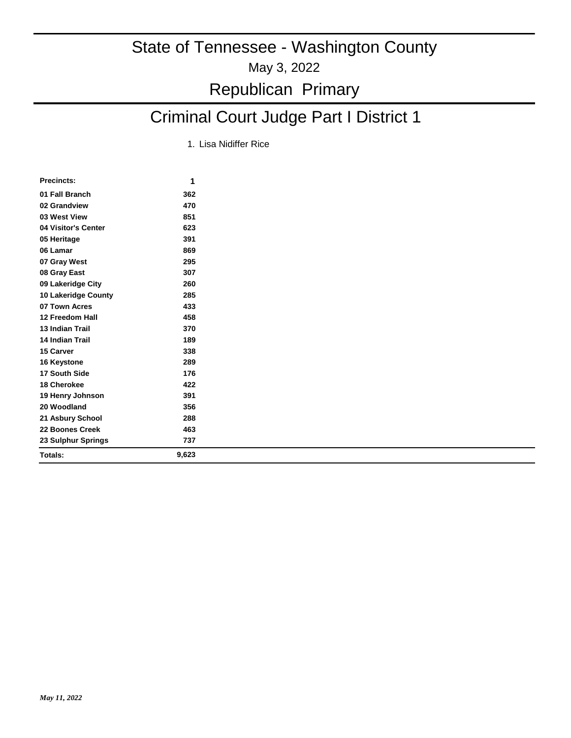# State of Tennessee - Washington County

May 3, 2022

## Republican Primary

## Criminal Court Judge Part I District 1

1. Lisa Nidiffer Rice

| Precincts: | 1 |
|---|---|
| 01 Fall Branch | 362 |
| 02 Grandview | 470 |
| 03 West View | 851 |
| 04 Visitor's Center | 623 |
| 05 Heritage | 391 |
| 06 Lamar | 869 |
| 07 Gray West | 295 |
| 08 Gray East | 307 |
| 09 Lakeridge City | 260 |
| 10 Lakeridge County | 285 |
| 07 Town Acres | 433 |
| 12 Freedom Hall | 458 |
| 13 Indian Trail | 370 |
| 14 Indian Trail | 189 |
| 15 Carver | 338 |
| 16 Keystone | 289 |
| 17 South Side | 176 |
| 18 Cherokee | 422 |
| 19 Henry Johnson | 391 |
| 20 Woodland | 356 |
| 21 Asbury School | 288 |
| 22 Boones Creek | 463 |
| 23 Sulphur Springs | 737 |
| **Totals:** | **9,623** |

*May 11, 2022*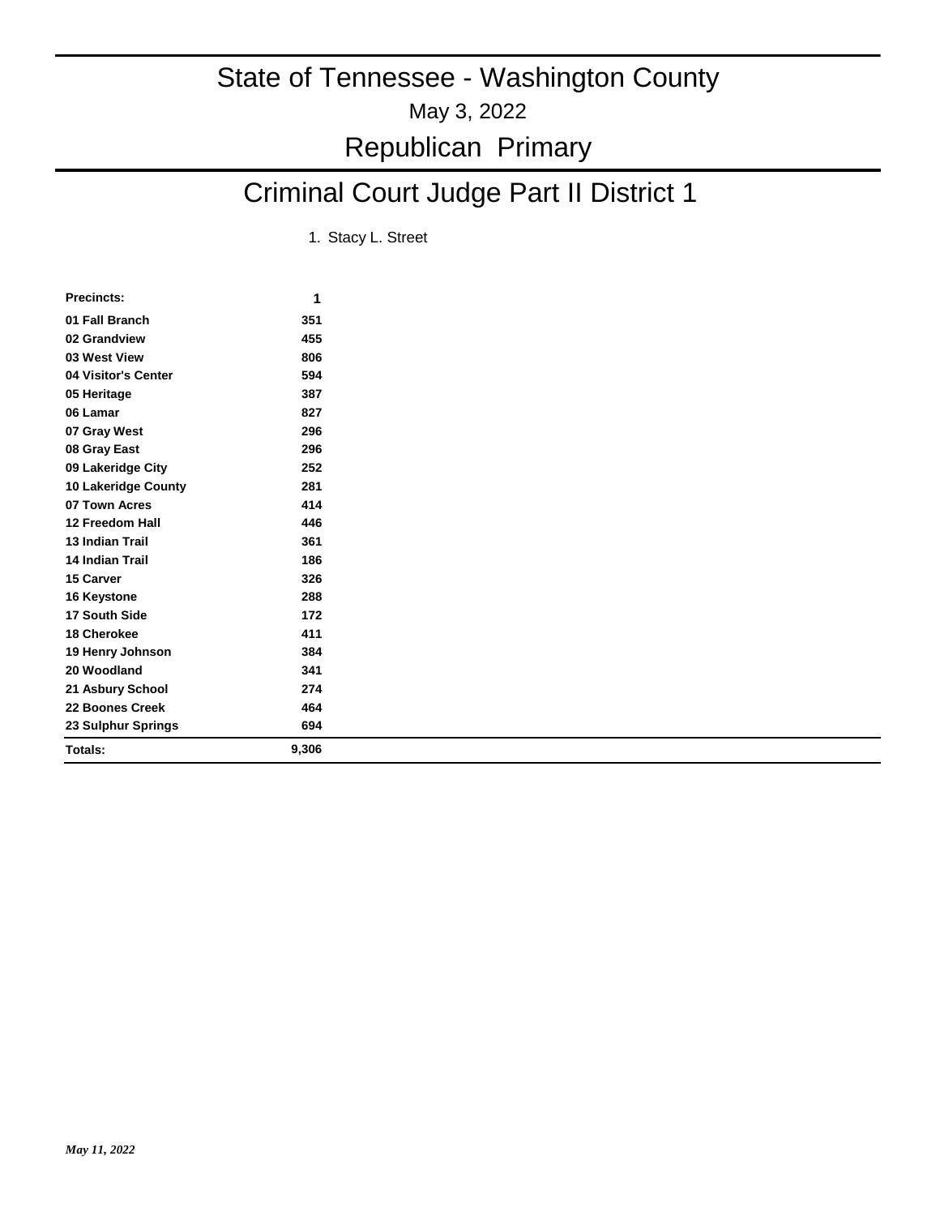# State of Tennessee - Washington County

May 3, 2022

## Republican Primary

## Criminal Court Judge Part II District 1

1. Stacy L. Street

| Precincts: | 1 |
|---|---|
| 01 Fall Branch | 351 |
| 02 Grandview | 455 |
| 03 West View | 806 |
| 04 Visitor's Center | 594 |
| 05 Heritage | 387 |
| 06 Lamar | 827 |
| 07 Gray West | 296 |
| 08 Gray East | 296 |
| 09 Lakeridge City | 252 |
| 10 Lakeridge County | 281 |
| 07 Town Acres | 414 |
| 12 Freedom Hall | 446 |
| 13 Indian Trail | 361 |
| 14 Indian Trail | 186 |
| 15 Carver | 326 |
| 16 Keystone | 288 |
| 17 South Side | 172 |
| 18 Cherokee | 411 |
| 19 Henry Johnson | 384 |
| 20 Woodland | 341 |
| 21 Asbury School | 274 |
| 22 Boones Creek | 464 |
| 23 Sulphur Springs | 694 |
| **Totals:** | **9,306** |

*May 11, 2022*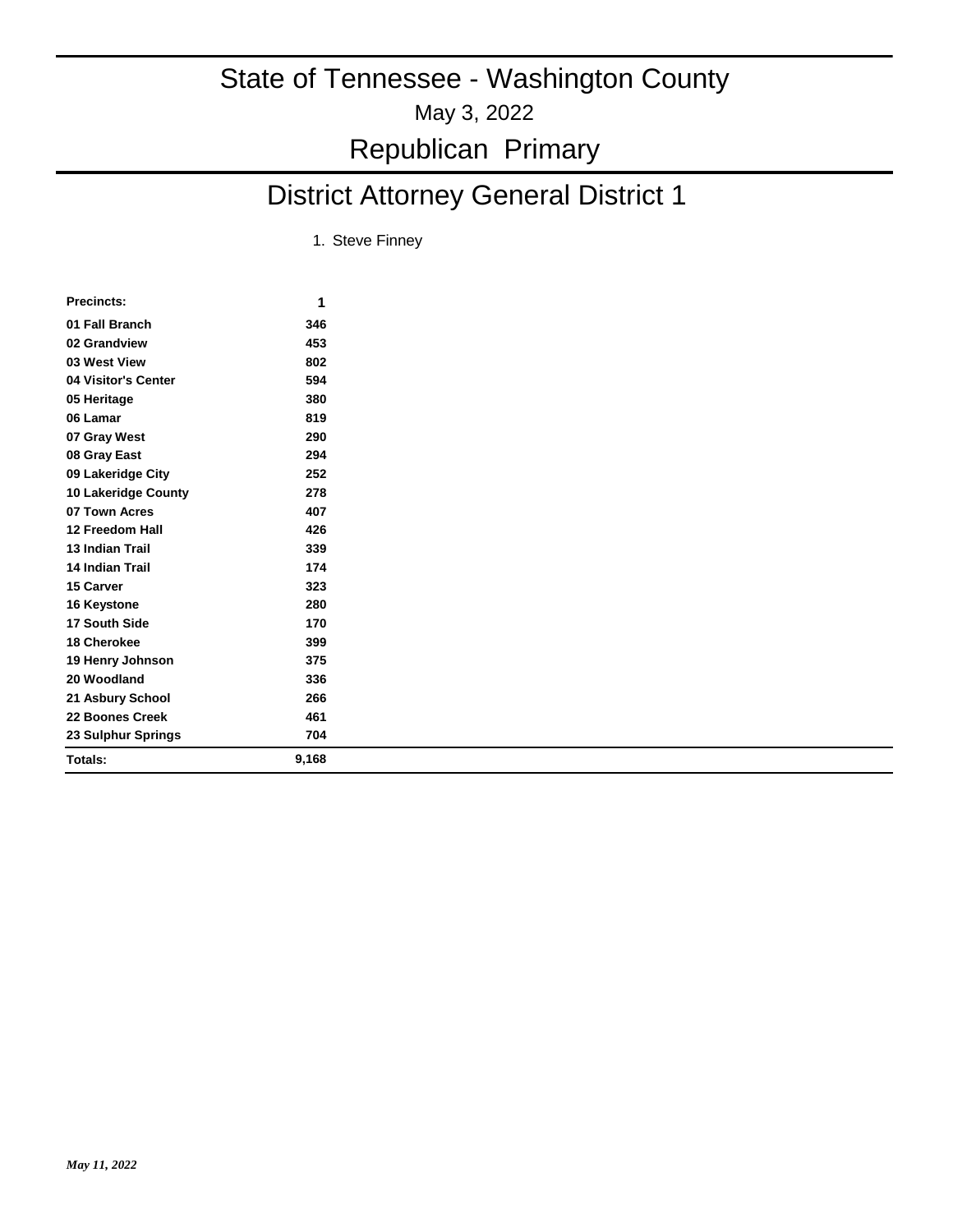# State of Tennessee - Washington County

May 3, 2022

## Republican Primary

## District Attorney General District 1

1. Steve Finney

| Precincts: | 1 |
|---|---|
| 01 Fall Branch | 346 |
| 02 Grandview | 453 |
| 03 West View | 802 |
| 04 Visitor's Center | 594 |
| 05 Heritage | 380 |
| 06 Lamar | 819 |
| 07 Gray West | 290 |
| 08 Gray East | 294 |
| 09 Lakeridge City | 252 |
| 10 Lakeridge County | 278 |
| 07 Town Acres | 407 |
| 12 Freedom Hall | 426 |
| 13 Indian Trail | 339 |
| 14 Indian Trail | 174 |
| 15 Carver | 323 |
| 16 Keystone | 280 |
| 17 South Side | 170 |
| 18 Cherokee | 399 |
| 19 Henry Johnson | 375 |
| 20 Woodland | 336 |
| 21 Asbury School | 266 |
| 22 Boones Creek | 461 |
| 23 Sulphur Springs | 704 |
| **Totals:** | **9,168** |

*May 11, 2022*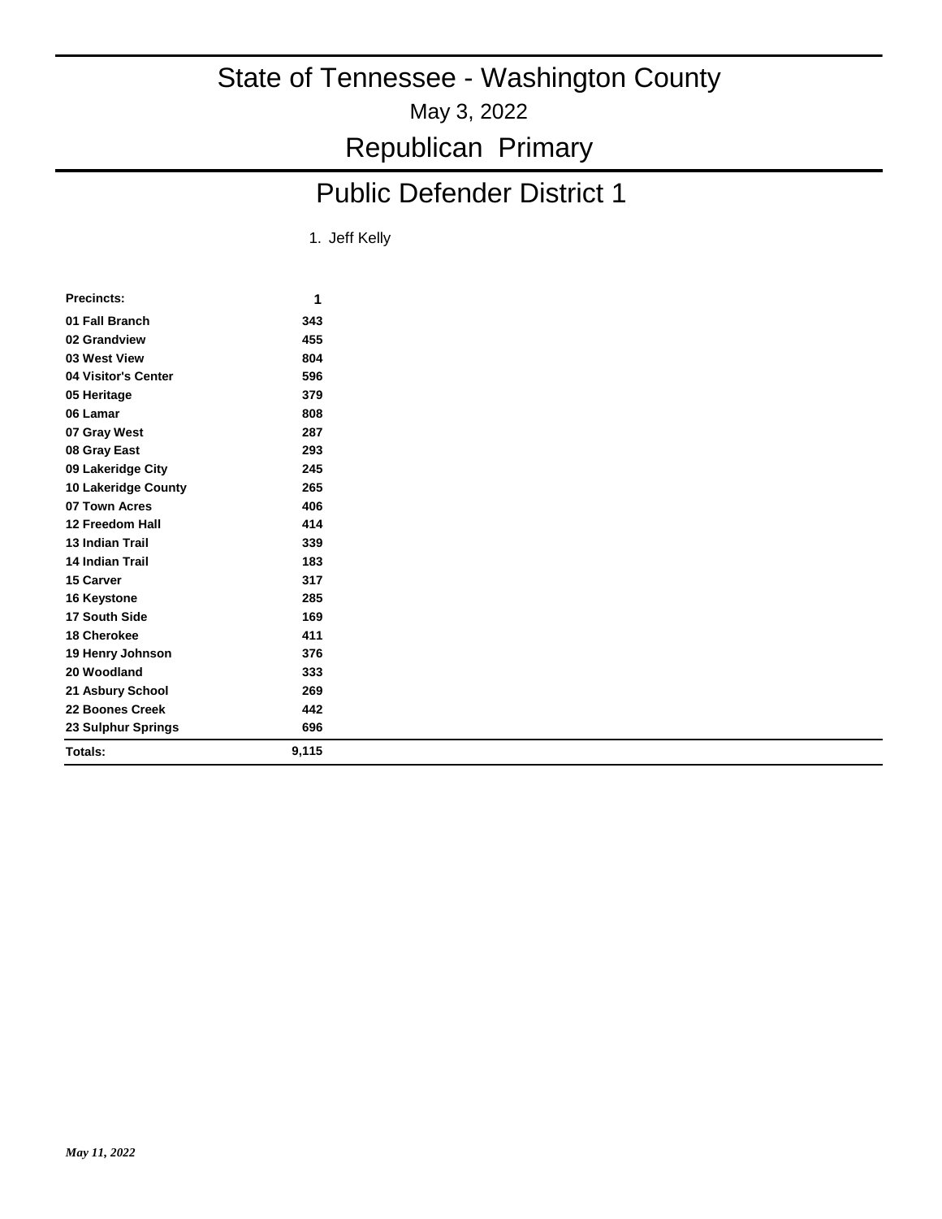# State of Tennessee - Washington County

May 3, 2022

## Republican Primary

## Public Defender District 1

1. Jeff Kelly

| Precincts: | 1 |
|---|---|
| 01 Fall Branch | 343 |
| 02 Grandview | 455 |
| 03 West View | 804 |
| 04 Visitor's Center | 596 |
| 05 Heritage | 379 |
| 06 Lamar | 808 |
| 07 Gray West | 287 |
| 08 Gray East | 293 |
| 09 Lakeridge City | 245 |
| 10 Lakeridge County | 265 |
| 07 Town Acres | 406 |
| 12 Freedom Hall | 414 |
| 13 Indian Trail | 339 |
| 14 Indian Trail | 183 |
| 15 Carver | 317 |
| 16 Keystone | 285 |
| 17 South Side | 169 |
| 18 Cherokee | 411 |
| 19 Henry Johnson | 376 |
| 20 Woodland | 333 |
| 21 Asbury School | 269 |
| 22 Boones Creek | 442 |
| 23 Sulphur Springs | 696 |
| **Totals:** | **9,115** |

*May 11, 2022*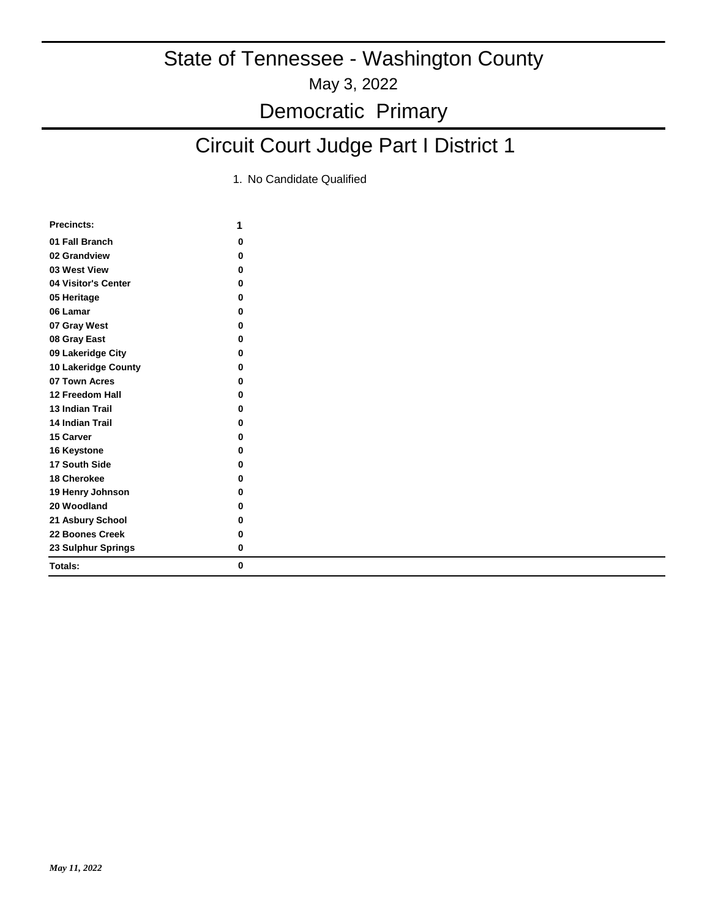# State of Tennessee - Washington County

May 3, 2022

## Democratic Primary

## Circuit Court Judge Part I District 1

1. No Candidate Qualified

| Precincts: | 1 |
|---|---|
| 01 Fall Branch | 0 |
| 02 Grandview | 0 |
| 03 West View | 0 |
| 04 Visitor's Center | 0 |
| 05 Heritage | 0 |
| 06 Lamar | 0 |
| 07 Gray West | 0 |
| 08 Gray East | 0 |
| 09 Lakeridge City | 0 |
| 10 Lakeridge County | 0 |
| 07 Town Acres | 0 |
| 12 Freedom Hall | 0 |
| 13 Indian Trail | 0 |
| 14 Indian Trail | 0 |
| 15 Carver | 0 |
| 16 Keystone | 0 |
| 17 South Side | 0 |
| 18 Cherokee | 0 |
| 19 Henry Johnson | 0 |
| 20 Woodland | 0 |
| 21 Asbury School | 0 |
| 22 Boones Creek | 0 |
| 23 Sulphur Springs | 0 |
| **Totals:** | **0** |

*May 11, 2022*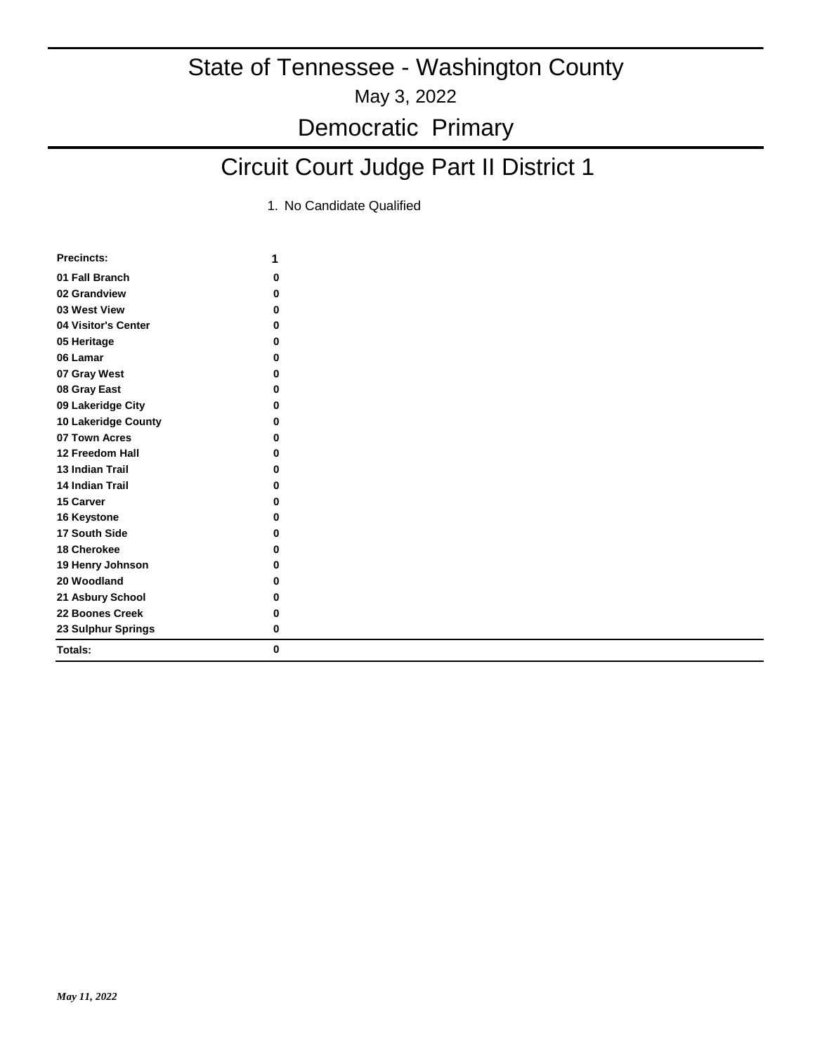# State of Tennessee - Washington County

May 3, 2022

## Democratic Primary

## Circuit Court Judge Part II District 1

1. No Candidate Qualified

| Precincts: | 1 |
|---|---|
| 01 Fall Branch | 0 |
| 02 Grandview | 0 |
| 03 West View | 0 |
| 04 Visitor's Center | 0 |
| 05 Heritage | 0 |
| 06 Lamar | 0 |
| 07 Gray West | 0 |
| 08 Gray East | 0 |
| 09 Lakeridge City | 0 |
| 10 Lakeridge County | 0 |
| 07 Town Acres | 0 |
| 12 Freedom Hall | 0 |
| 13 Indian Trail | 0 |
| 14 Indian Trail | 0 |
| 15 Carver | 0 |
| 16 Keystone | 0 |
| 17 South Side | 0 |
| 18 Cherokee | 0 |
| 19 Henry Johnson | 0 |
| 20 Woodland | 0 |
| 21 Asbury School | 0 |
| 22 Boones Creek | 0 |
| 23 Sulphur Springs | 0 |
| **Totals:** | **0** |

*May 11, 2022*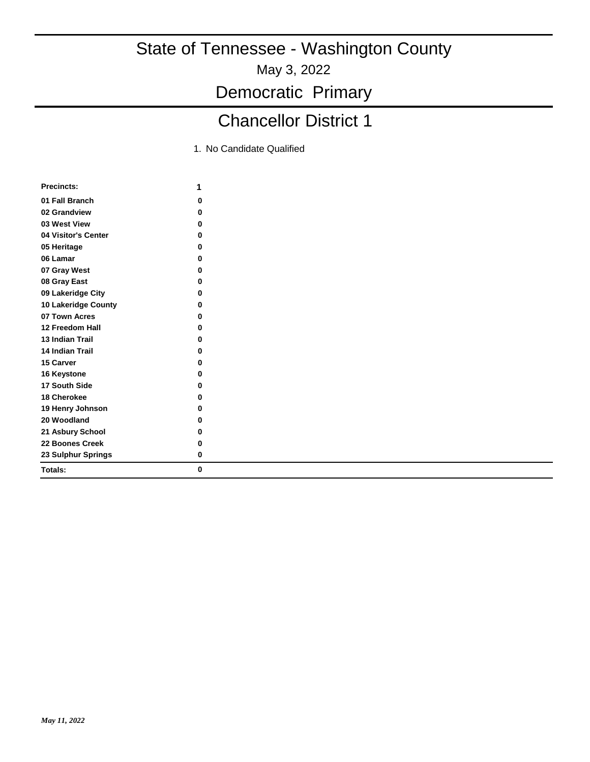# State of Tennessee - Washington County

May 3, 2022

## Democratic Primary

## Chancellor District 1

1. No Candidate Qualified

| Precincts: | 1 |
|---|---|
| 01 Fall Branch | 0 |
| 02 Grandview | 0 |
| 03 West View | 0 |
| 04 Visitor's Center | 0 |
| 05 Heritage | 0 |
| 06 Lamar | 0 |
| 07 Gray West | 0 |
| 08 Gray East | 0 |
| 09 Lakeridge City | 0 |
| 10 Lakeridge County | 0 |
| 07 Town Acres | 0 |
| 12 Freedom Hall | 0 |
| 13 Indian Trail | 0 |
| 14 Indian Trail | 0 |
| 15 Carver | 0 |
| 16 Keystone | 0 |
| 17 South Side | 0 |
| 18 Cherokee | 0 |
| 19 Henry Johnson | 0 |
| 20 Woodland | 0 |
| 21 Asbury School | 0 |
| 22 Boones Creek | 0 |
| 23 Sulphur Springs | 0 |
| **Totals:** | **0** |

*May 11, 2022*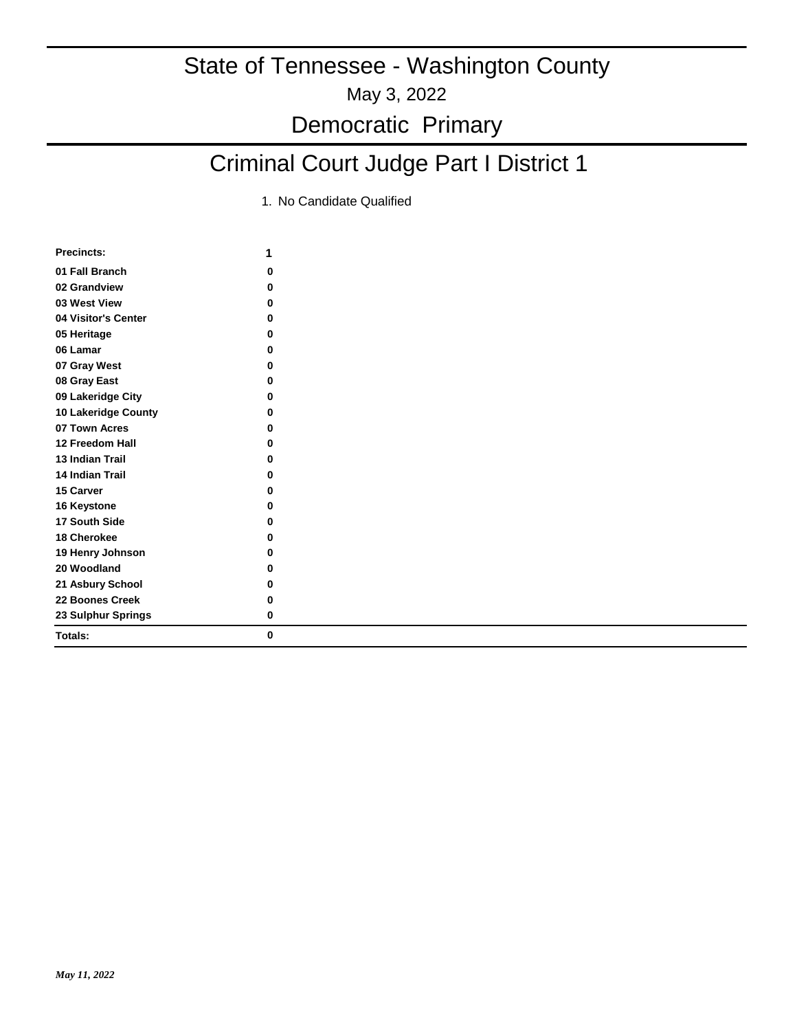# State of Tennessee - Washington County

May 3, 2022

## Democratic Primary

## Criminal Court Judge Part I District 1

1. No Candidate Qualified

| Precincts: | 1 |
|---|---|
| 01 Fall Branch | 0 |
| 02 Grandview | 0 |
| 03 West View | 0 |
| 04 Visitor's Center | 0 |
| 05 Heritage | 0 |
| 06 Lamar | 0 |
| 07 Gray West | 0 |
| 08 Gray East | 0 |
| 09 Lakeridge City | 0 |
| 10 Lakeridge County | 0 |
| 07 Town Acres | 0 |
| 12 Freedom Hall | 0 |
| 13 Indian Trail | 0 |
| 14 Indian Trail | 0 |
| 15 Carver | 0 |
| 16 Keystone | 0 |
| 17 South Side | 0 |
| 18 Cherokee | 0 |
| 19 Henry Johnson | 0 |
| 20 Woodland | 0 |
| 21 Asbury School | 0 |
| 22 Boones Creek | 0 |
| 23 Sulphur Springs | 0 |
| **Totals:** | **0** |

*May 11, 2022*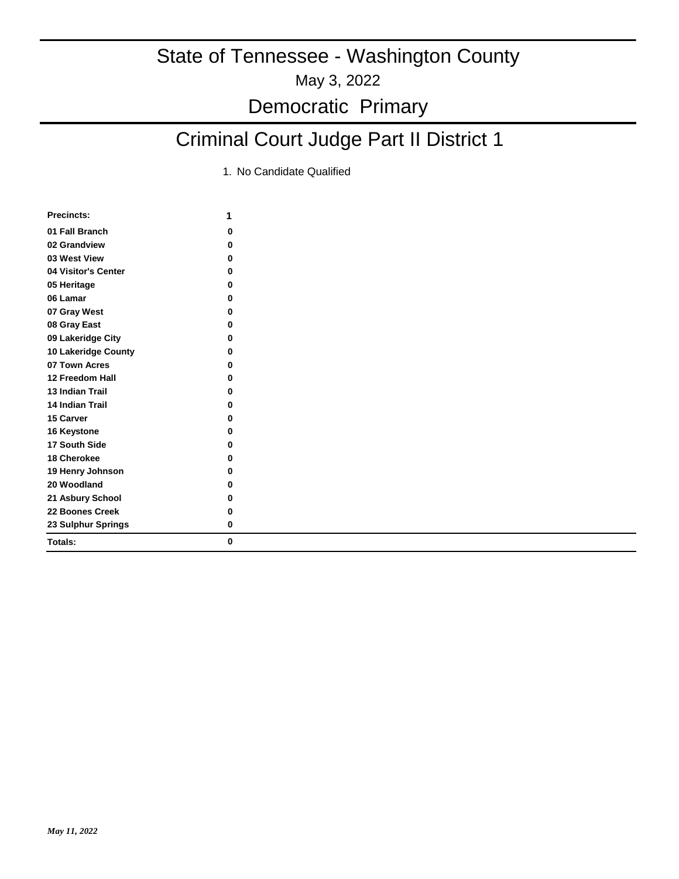# State of Tennessee - Washington County

May 3, 2022

## Democratic Primary

## Criminal Court Judge Part II District 1

1. No Candidate Qualified

| Precincts: | 1 |
|---|---|
| 01 Fall Branch | 0 |
| 02 Grandview | 0 |
| 03 West View | 0 |
| 04 Visitor's Center | 0 |
| 05 Heritage | 0 |
| 06 Lamar | 0 |
| 07 Gray West | 0 |
| 08 Gray East | 0 |
| 09 Lakeridge City | 0 |
| 10 Lakeridge County | 0 |
| 07 Town Acres | 0 |
| 12 Freedom Hall | 0 |
| 13 Indian Trail | 0 |
| 14 Indian Trail | 0 |
| 15 Carver | 0 |
| 16 Keystone | 0 |
| 17 South Side | 0 |
| 18 Cherokee | 0 |
| 19 Henry Johnson | 0 |
| 20 Woodland | 0 |
| 21 Asbury School | 0 |
| 22 Boones Creek | 0 |
| 23 Sulphur Springs | 0 |
| **Totals:** | **0** |

*May 11, 2022*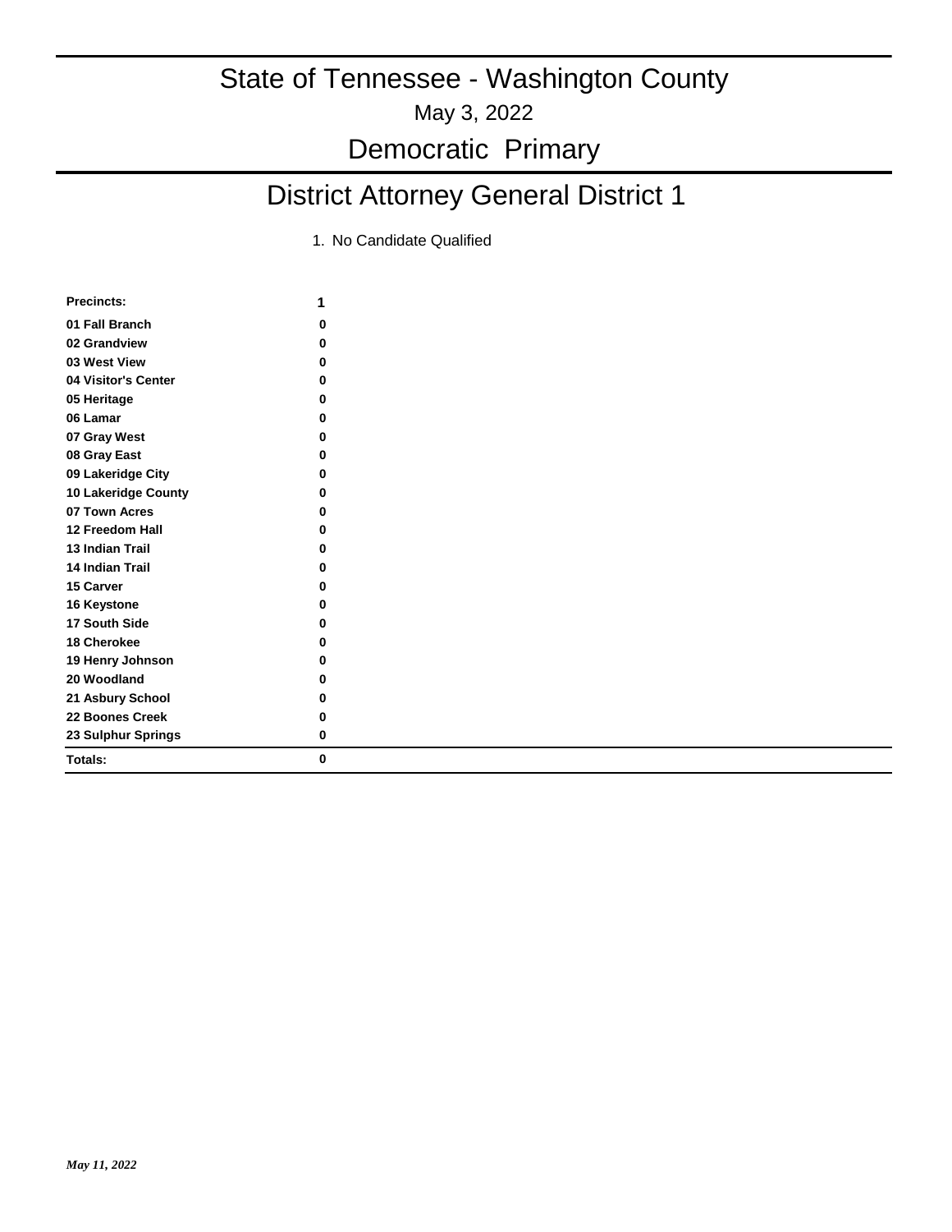# State of Tennessee - Washington County

May 3, 2022

## Democratic Primary

## District Attorney General District 1

1. No Candidate Qualified

| Precincts: | 1 |
| --- | --- |
| 01 Fall Branch | 0 |
| 02 Grandview | 0 |
| 03 West View | 0 |
| 04 Visitor's Center | 0 |
| 05 Heritage | 0 |
| 06 Lamar | 0 |
| 07 Gray West | 0 |
| 08 Gray East | 0 |
| 09 Lakeridge City | 0 |
| 10 Lakeridge County | 0 |
| 07 Town Acres | 0 |
| 12 Freedom Hall | 0 |
| 13 Indian Trail | 0 |
| 14 Indian Trail | 0 |
| 15 Carver | 0 |
| 16 Keystone | 0 |
| 17 South Side | 0 |
| 18 Cherokee | 0 |
| 19 Henry Johnson | 0 |
| 20 Woodland | 0 |
| 21 Asbury School | 0 |
| 22 Boones Creek | 0 |
| 23 Sulphur Springs | 0 |
| **Totals:** | **0** |

*May 11, 2022*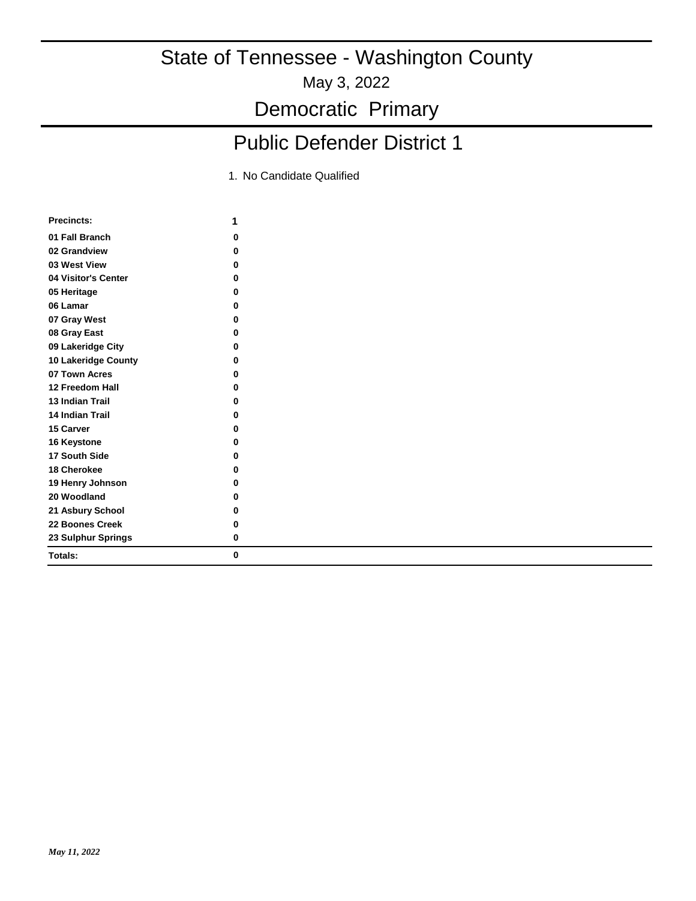# State of Tennessee - Washington County

May 3, 2022

## Democratic Primary

## Public Defender District 1

1. No Candidate Qualified

| Precincts: | 1 |
| --- | --- |
| 01 Fall Branch | 0 |
| 02 Grandview | 0 |
| 03 West View | 0 |
| 04 Visitor's Center | 0 |
| 05 Heritage | 0 |
| 06 Lamar | 0 |
| 07 Gray West | 0 |
| 08 Gray East | 0 |
| 09 Lakeridge City | 0 |
| 10 Lakeridge County | 0 |
| 07 Town Acres | 0 |
| 12 Freedom Hall | 0 |
| 13 Indian Trail | 0 |
| 14 Indian Trail | 0 |
| 15 Carver | 0 |
| 16 Keystone | 0 |
| 17 South Side | 0 |
| 18 Cherokee | 0 |
| 19 Henry Johnson | 0 |
| 20 Woodland | 0 |
| 21 Asbury School | 0 |
| 22 Boones Creek | 0 |
| 23 Sulphur Springs | 0 |
| **Totals:** | **0** |

*May 11, 2022*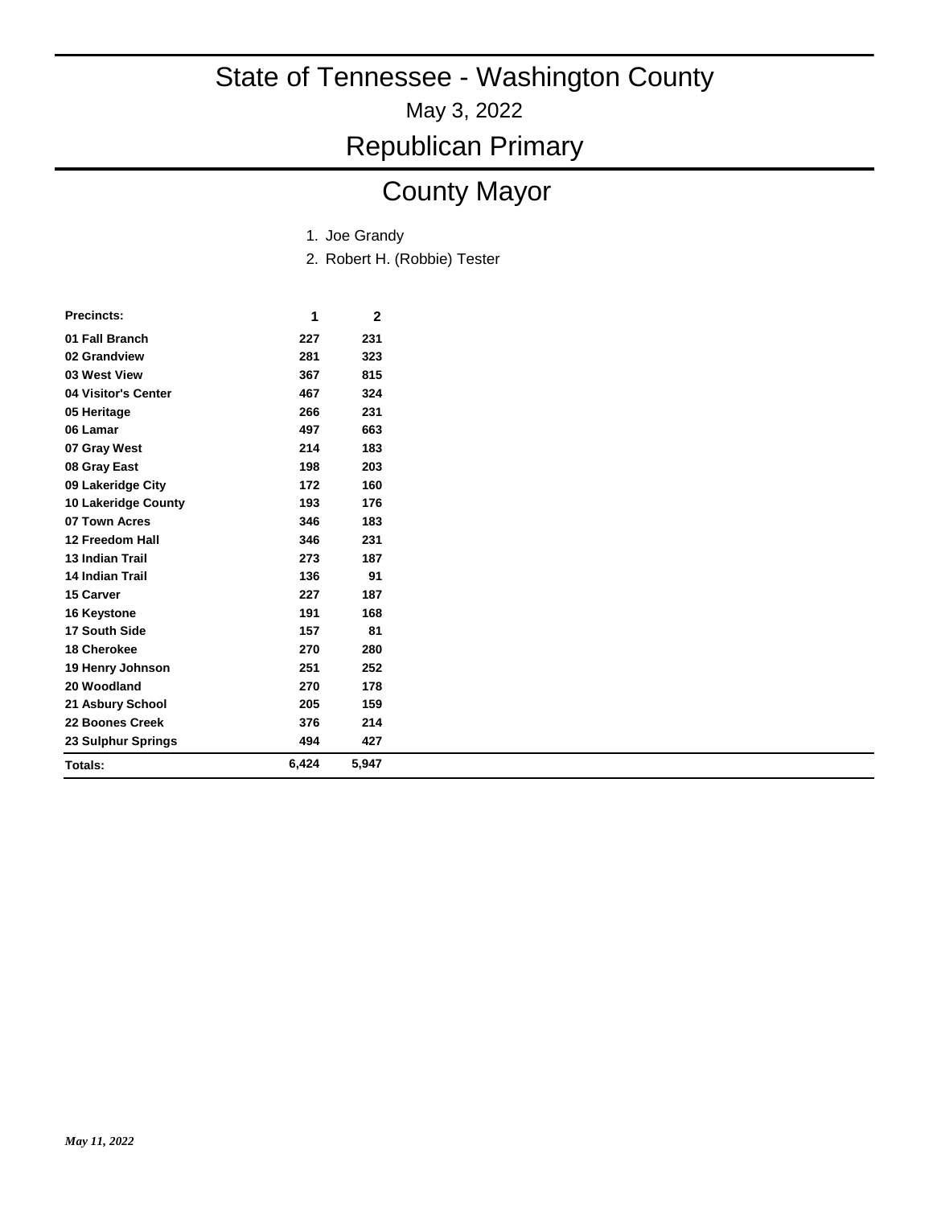# State of Tennessee - Washington County

May 3, 2022

## Republican Primary

## County Mayor

1. Joe Grandy
2. Robert H. (Robbie) Tester

| Precincts: | 1 | 2 |
|---|---|---|
| 01 Fall Branch | 227 | 231 |
| 02 Grandview | 281 | 323 |
| 03 West View | 367 | 815 |
| 04 Visitor's Center | 467 | 324 |
| 05 Heritage | 266 | 231 |
| 06 Lamar | 497 | 663 |
| 07 Gray West | 214 | 183 |
| 08 Gray East | 198 | 203 |
| 09 Lakeridge City | 172 | 160 |
| 10 Lakeridge County | 193 | 176 |
| 07 Town Acres | 346 | 183 |
| 12 Freedom Hall | 346 | 231 |
| 13 Indian Trail | 273 | 187 |
| 14 Indian Trail | 136 | 91 |
| 15 Carver | 227 | 187 |
| 16 Keystone | 191 | 168 |
| 17 South Side | 157 | 81 |
| 18 Cherokee | 270 | 280 |
| 19 Henry Johnson | 251 | 252 |
| 20 Woodland | 270 | 178 |
| 21 Asbury School | 205 | 159 |
| 22 Boones Creek | 376 | 214 |
| 23 Sulphur Springs | 494 | 427 |
| **Totals:** | **6,424** | **5,947** |

*May 11, 2022*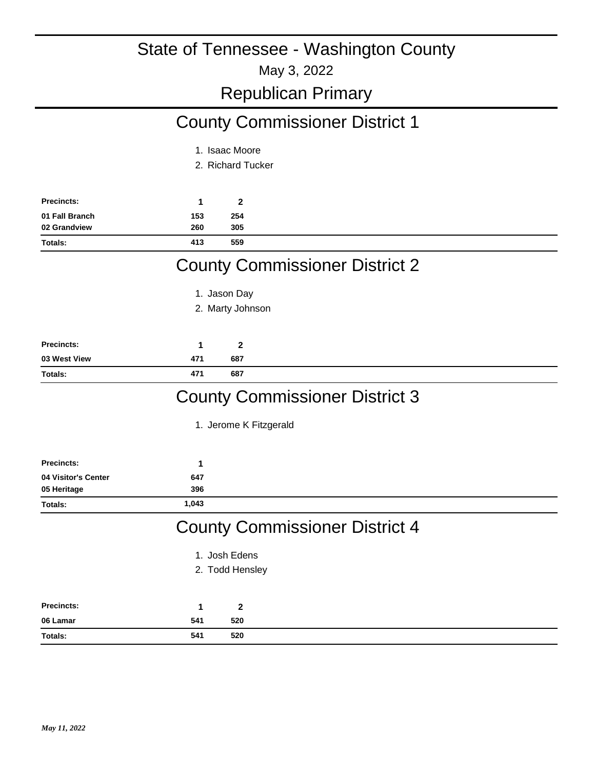# State of Tennessee - Washington County

May 3, 2022

## Republican Primary

## County Commissioner District 1

1. Isaac Moore
2. Richard Tucker

| Precincts: | 1 | 2 |
|---|---|---|
| 01 Fall Branch | 153 | 254 |
| 02 Grandview | 260 | 305 |
| Totals: | 413 | 559 |

## County Commissioner District 2

1. Jason Day
2. Marty Johnson

| Precincts: | 1 | 2 |
|---|---|---|
| 03 West View | 471 | 687 |
| Totals: | 471 | 687 |

## County Commissioner District 3

1. Jerome K Fitzgerald

| Precincts: | 1 |
|---|---|
| 04 Visitor's Center | 647 |
| 05 Heritage | 396 |
| Totals: | 1,043 |

## County Commissioner District 4

1. Josh Edens
2. Todd Hensley

| Precincts: | 1 | 2 |
|---|---|---|
| 06 Lamar | 541 | 520 |
| Totals: | 541 | 520 |

*May 11, 2022*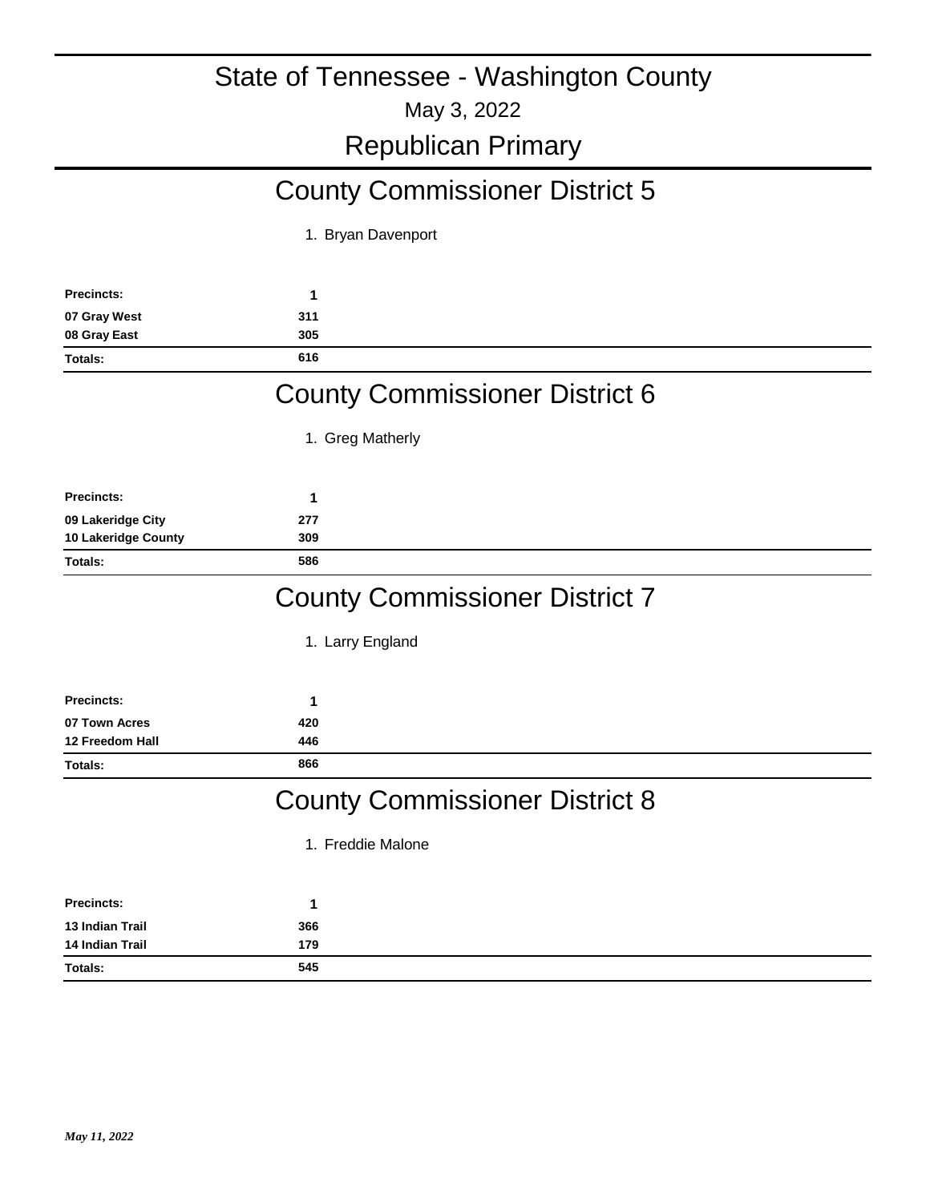# State of Tennessee - Washington County

May 3, 2022

## Republican Primary

## County Commissioner District 5

1. Bryan Davenport

| Precincts: | 1 |
|---|---|
| 07 Gray West | 311 |
| 08 Gray East | 305 |
| Totals: | 616 |

## County Commissioner District 6

1. Greg Matherly

| Precincts: | 1 |
|---|---|
| 09 Lakeridge City | 277 |
| 10 Lakeridge County | 309 |
| Totals: | 586 |

## County Commissioner District 7

1. Larry England

| Precincts: | 1 |
|---|---|
| 07 Town Acres | 420 |
| 12 Freedom Hall | 446 |
| Totals: | 866 |

## County Commissioner District 8

1. Freddie Malone

| Precincts: | 1 |
|---|---|
| 13 Indian Trail | 366 |
| 14 Indian Trail | 179 |
| Totals: | 545 |

*May 11, 2022*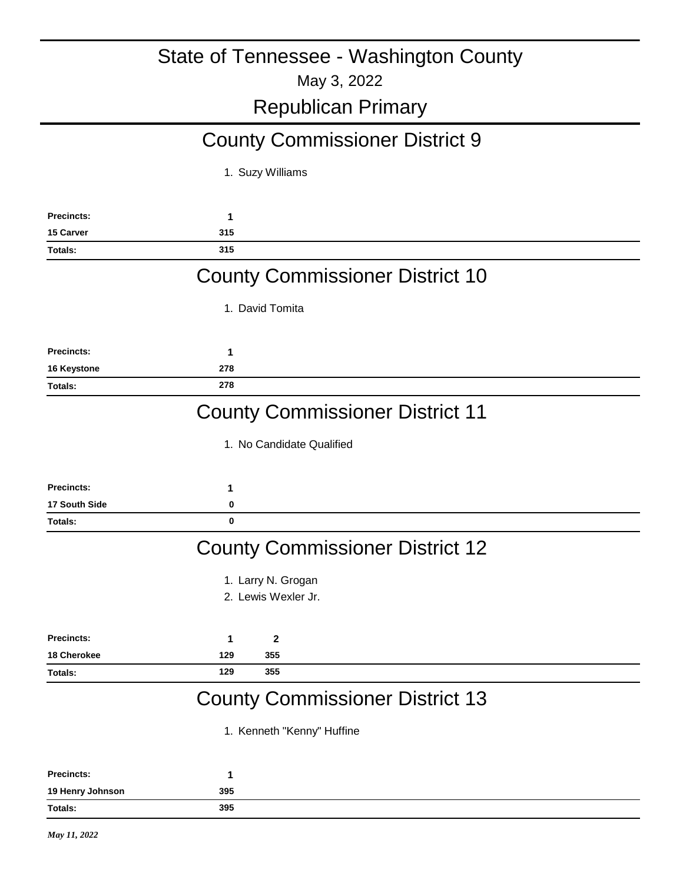# State of Tennessee - Washington County

May 3, 2022

## Republican Primary

## County Commissioner District 9

1. Suzy Williams

| Precincts: | 1 |
|---|---|
| 15 Carver | 315 |
| Totals: | 315 |

## County Commissioner District 10

1. David Tomita

| Precincts: | 1 |
|---|---|
| 16 Keystone | 278 |
| Totals: | 278 |

## County Commissioner District 11

1. No Candidate Qualified

| Precincts: | 1 |
|---|---|
| 17 South Side | 0 |
| Totals: | 0 |

## County Commissioner District 12

1. Larry N. Grogan
2. Lewis Wexler Jr.

| Precincts: | 1 | 2 |
|---|---|---|
| 18 Cherokee | 129 | 355 |
| Totals: | 129 | 355 |

## County Commissioner District 13

1. Kenneth "Kenny" Huffine

| Precincts: | 1 |
|---|---|
| 19 Henry Johnson | 395 |
| Totals: | 395 |

*May 11, 2022*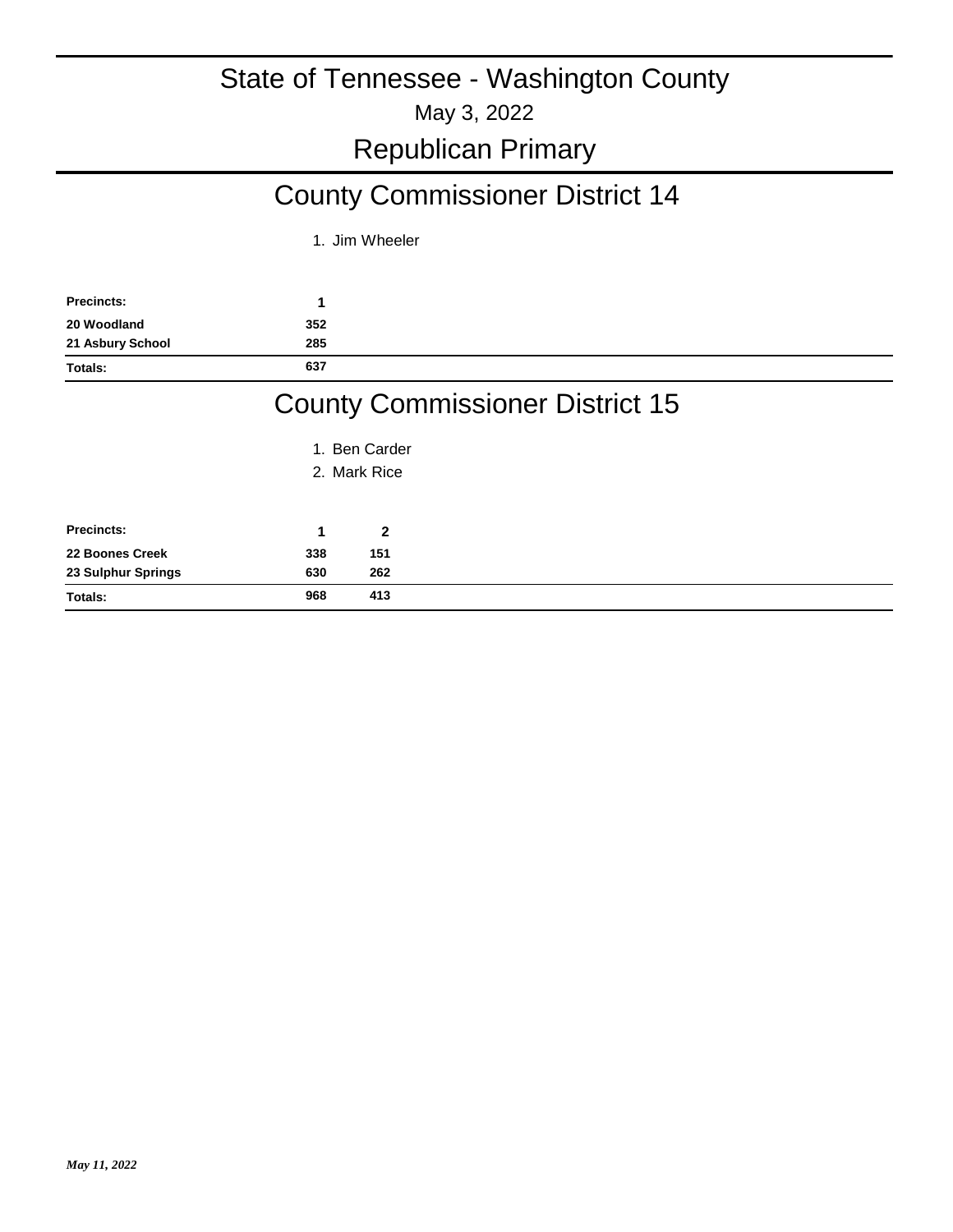# State of Tennessee - Washington County

May 3, 2022

## Republican Primary

## County Commissioner District 14

1. Jim Wheeler

| Precincts: | 1 |
|---|---|
| 20 Woodland | 352 |
| 21 Asbury School | 285 |
| Totals: | 637 |

## County Commissioner District 15

1. Ben Carder
2. Mark Rice

| Precincts: | 1 | 2 |
|---|---|---|
| 22 Boones Creek | 338 | 151 |
| 23 Sulphur Springs | 630 | 262 |
| Totals: | 968 | 413 |

*May 11, 2022*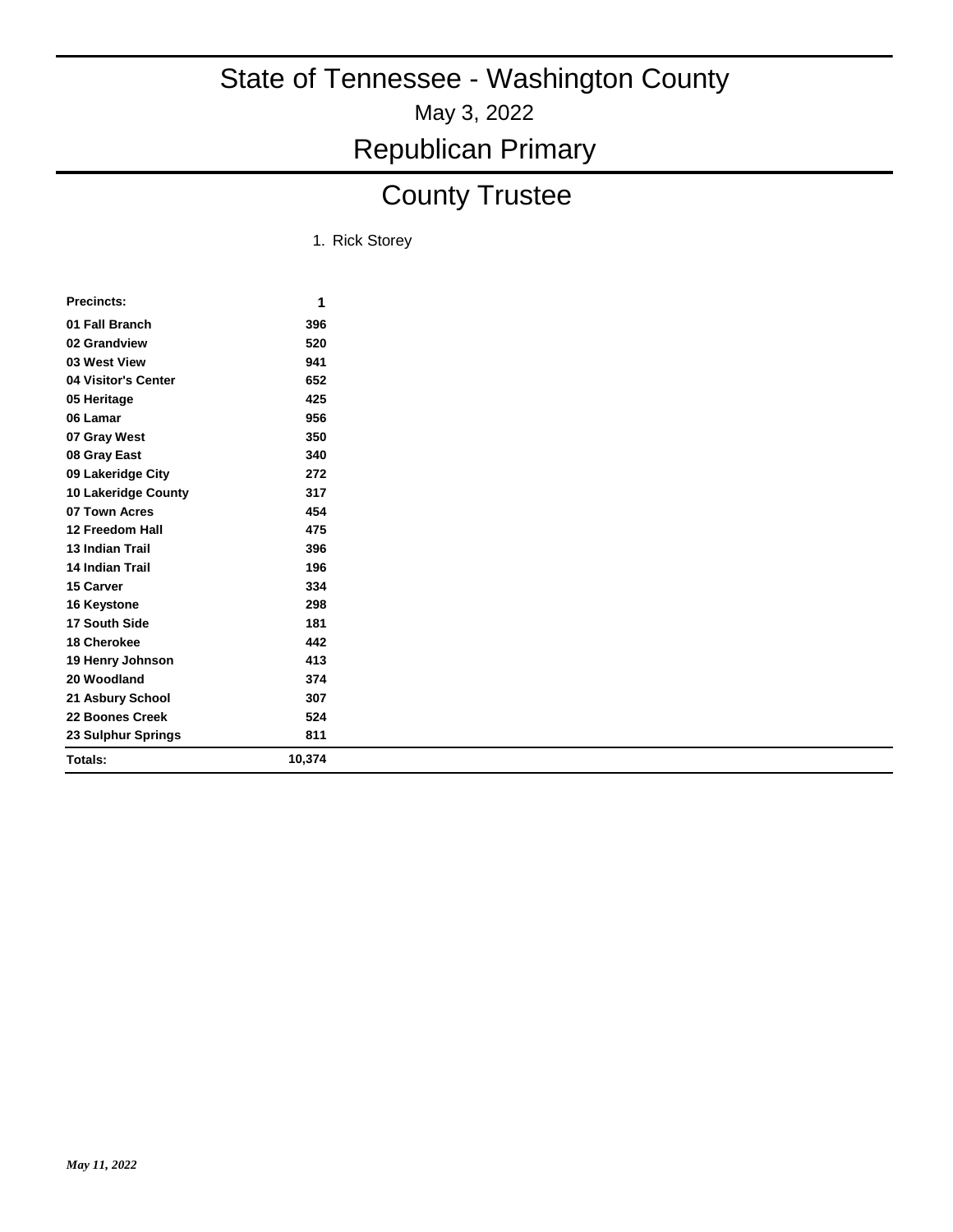# State of Tennessee - Washington County

May 3, 2022

## Republican Primary

## County Trustee

1. Rick Storey

| Precincts: | 1 |
|---|---|
| 01 Fall Branch | 396 |
| 02 Grandview | 520 |
| 03 West View | 941 |
| 04 Visitor's Center | 652 |
| 05 Heritage | 425 |
| 06 Lamar | 956 |
| 07 Gray West | 350 |
| 08 Gray East | 340 |
| 09 Lakeridge City | 272 |
| 10 Lakeridge County | 317 |
| 07 Town Acres | 454 |
| 12 Freedom Hall | 475 |
| 13 Indian Trail | 396 |
| 14 Indian Trail | 196 |
| 15 Carver | 334 |
| 16 Keystone | 298 |
| 17 South Side | 181 |
| 18 Cherokee | 442 |
| 19 Henry Johnson | 413 |
| 20 Woodland | 374 |
| 21 Asbury School | 307 |
| 22 Boones Creek | 524 |
| 23 Sulphur Springs | 811 |
| Totals: | 10,374 |

*May 11, 2022*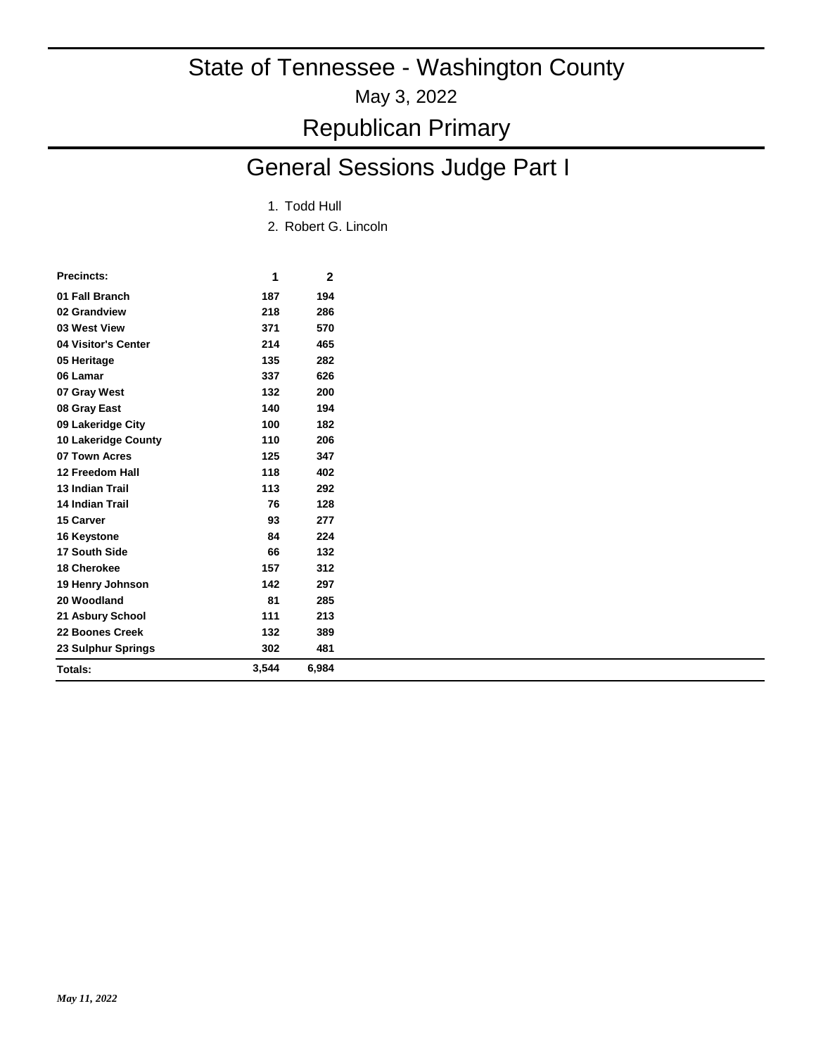# State of Tennessee - Washington County

May 3, 2022

## Republican Primary

## General Sessions Judge Part I

1. Todd Hull
2. Robert G. Lincoln

| Precincts: | 1 | 2 |
|---|---|---|
| 01 Fall Branch | 187 | 194 |
| 02 Grandview | 218 | 286 |
| 03 West View | 371 | 570 |
| 04 Visitor's Center | 214 | 465 |
| 05 Heritage | 135 | 282 |
| 06 Lamar | 337 | 626 |
| 07 Gray West | 132 | 200 |
| 08 Gray East | 140 | 194 |
| 09 Lakeridge City | 100 | 182 |
| 10 Lakeridge County | 110 | 206 |
| 07 Town Acres | 125 | 347 |
| 12 Freedom Hall | 118 | 402 |
| 13 Indian Trail | 113 | 292 |
| 14 Indian Trail | 76 | 128 |
| 15 Carver | 93 | 277 |
| 16 Keystone | 84 | 224 |
| 17 South Side | 66 | 132 |
| 18 Cherokee | 157 | 312 |
| 19 Henry Johnson | 142 | 297 |
| 20 Woodland | 81 | 285 |
| 21 Asbury School | 111 | 213 |
| 22 Boones Creek | 132 | 389 |
| 23 Sulphur Springs | 302 | 481 |
| **Totals:** | **3,544** | **6,984** |

*May 11, 2022*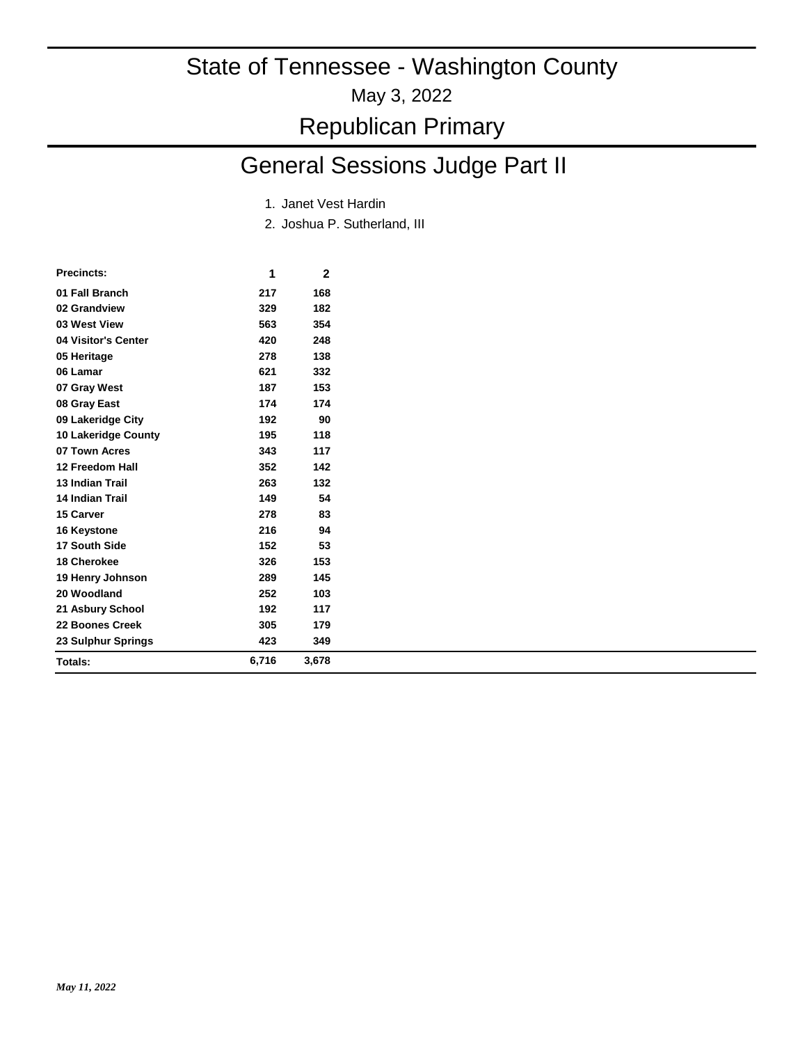# State of Tennessee - Washington County

May 3, 2022

## Republican Primary

## General Sessions Judge Part II

1. Janet Vest Hardin
2. Joshua P. Sutherland, III

| Precincts: | 1 | 2 |
|---|---|---|
| 01 Fall Branch | 217 | 168 |
| 02 Grandview | 329 | 182 |
| 03 West View | 563 | 354 |
| 04 Visitor's Center | 420 | 248 |
| 05 Heritage | 278 | 138 |
| 06 Lamar | 621 | 332 |
| 07 Gray West | 187 | 153 |
| 08 Gray East | 174 | 174 |
| 09 Lakeridge City | 192 | 90 |
| 10 Lakeridge County | 195 | 118 |
| 07 Town Acres | 343 | 117 |
| 12 Freedom Hall | 352 | 142 |
| 13 Indian Trail | 263 | 132 |
| 14 Indian Trail | 149 | 54 |
| 15 Carver | 278 | 83 |
| 16 Keystone | 216 | 94 |
| 17 South Side | 152 | 53 |
| 18 Cherokee | 326 | 153 |
| 19 Henry Johnson | 289 | 145 |
| 20 Woodland | 252 | 103 |
| 21 Asbury School | 192 | 117 |
| 22 Boones Creek | 305 | 179 |
| 23 Sulphur Springs | 423 | 349 |
| Totals: | 6,716 | 3,678 |

*May 11, 2022*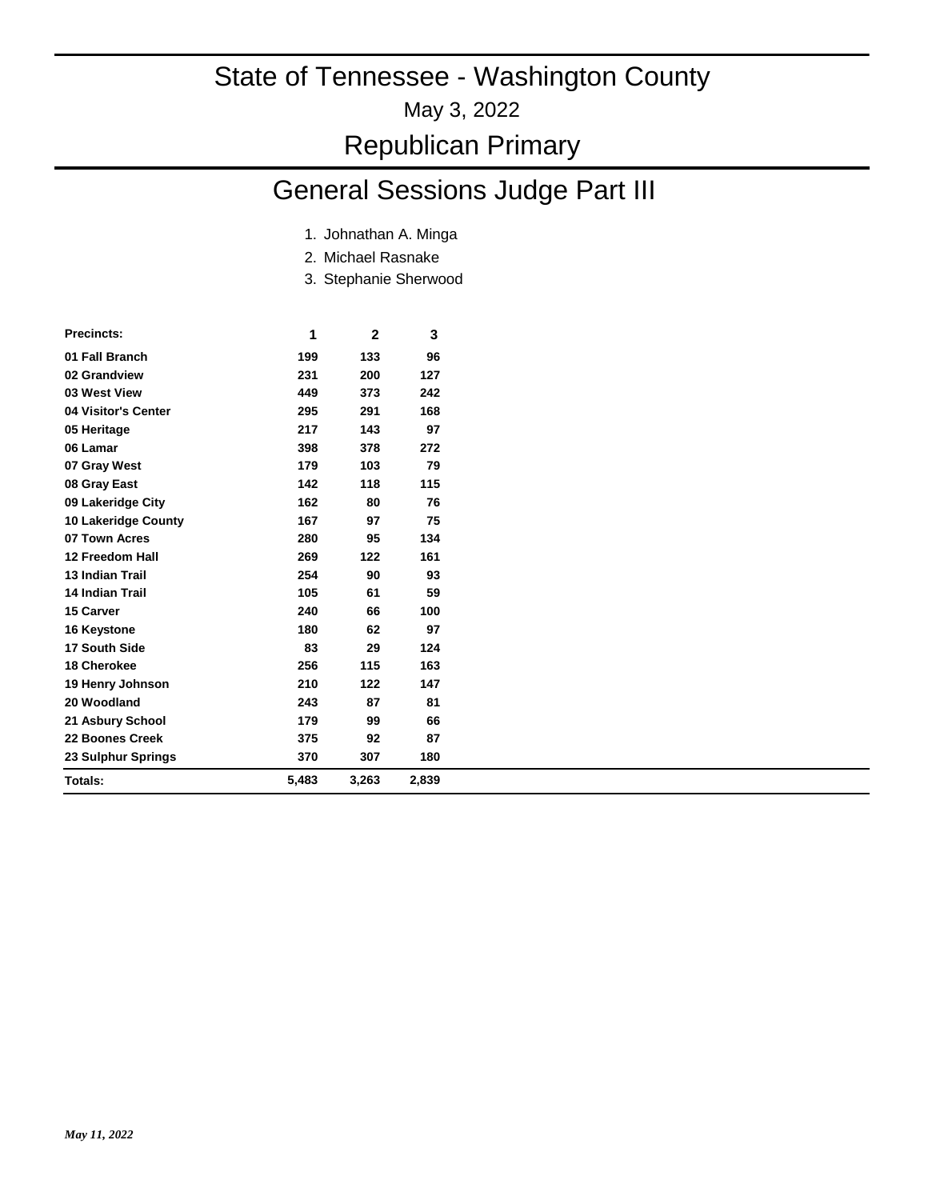# State of Tennessee - Washington County

May 3, 2022

## Republican Primary

## General Sessions Judge Part III

1. Johnathan A. Minga
2. Michael Rasnake
3. Stephanie Sherwood

| Precincts: | 1 | 2 | 3 |
|---|---|---|---|
| 01 Fall Branch | 199 | 133 | 96 |
| 02 Grandview | 231 | 200 | 127 |
| 03 West View | 449 | 373 | 242 |
| 04 Visitor's Center | 295 | 291 | 168 |
| 05 Heritage | 217 | 143 | 97 |
| 06 Lamar | 398 | 378 | 272 |
| 07 Gray West | 179 | 103 | 79 |
| 08 Gray East | 142 | 118 | 115 |
| 09 Lakeridge City | 162 | 80 | 76 |
| 10 Lakeridge County | 167 | 97 | 75 |
| 07 Town Acres | 280 | 95 | 134 |
| 12 Freedom Hall | 269 | 122 | 161 |
| 13 Indian Trail | 254 | 90 | 93 |
| 14 Indian Trail | 105 | 61 | 59 |
| 15 Carver | 240 | 66 | 100 |
| 16 Keystone | 180 | 62 | 97 |
| 17 South Side | 83 | 29 | 124 |
| 18 Cherokee | 256 | 115 | 163 |
| 19 Henry Johnson | 210 | 122 | 147 |
| 20 Woodland | 243 | 87 | 81 |
| 21 Asbury School | 179 | 99 | 66 |
| 22 Boones Creek | 375 | 92 | 87 |
| 23 Sulphur Springs | 370 | 307 | 180 |
| **Totals:** | **5,483** | **3,263** | **2,839** |

*May 11, 2022*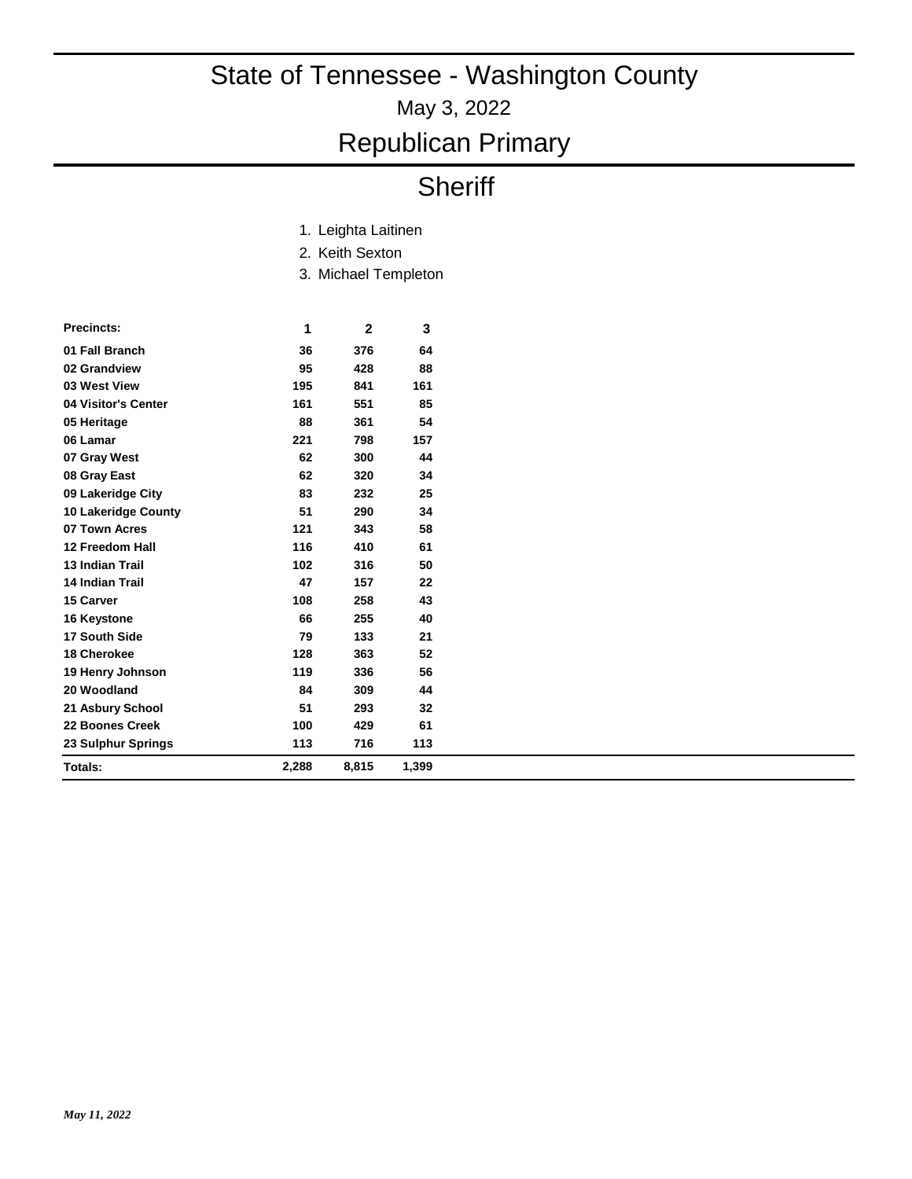# State of Tennessee - Washington County

May 3, 2022

## Republican Primary

## Sheriff

1. Leighta Laitinen
2. Keith Sexton
3. Michael Templeton

| Precincts: | 1 | 2 | 3 |
|---|---|---|---|
| 01 Fall Branch | 36 | 376 | 64 |
| 02 Grandview | 95 | 428 | 88 |
| 03 West View | 195 | 841 | 161 |
| 04 Visitor's Center | 161 | 551 | 85 |
| 05 Heritage | 88 | 361 | 54 |
| 06 Lamar | 221 | 798 | 157 |
| 07 Gray West | 62 | 300 | 44 |
| 08 Gray East | 62 | 320 | 34 |
| 09 Lakeridge City | 83 | 232 | 25 |
| 10 Lakeridge County | 51 | 290 | 34 |
| 07 Town Acres | 121 | 343 | 58 |
| 12 Freedom Hall | 116 | 410 | 61 |
| 13 Indian Trail | 102 | 316 | 50 |
| 14 Indian Trail | 47 | 157 | 22 |
| 15 Carver | 108 | 258 | 43 |
| 16 Keystone | 66 | 255 | 40 |
| 17 South Side | 79 | 133 | 21 |
| 18 Cherokee | 128 | 363 | 52 |
| 19 Henry Johnson | 119 | 336 | 56 |
| 20 Woodland | 84 | 309 | 44 |
| 21 Asbury School | 51 | 293 | 32 |
| 22 Boones Creek | 100 | 429 | 61 |
| 23 Sulphur Springs | 113 | 716 | 113 |
| Totals: | 2,288 | 8,815 | 1,399 |

*May 11, 2022*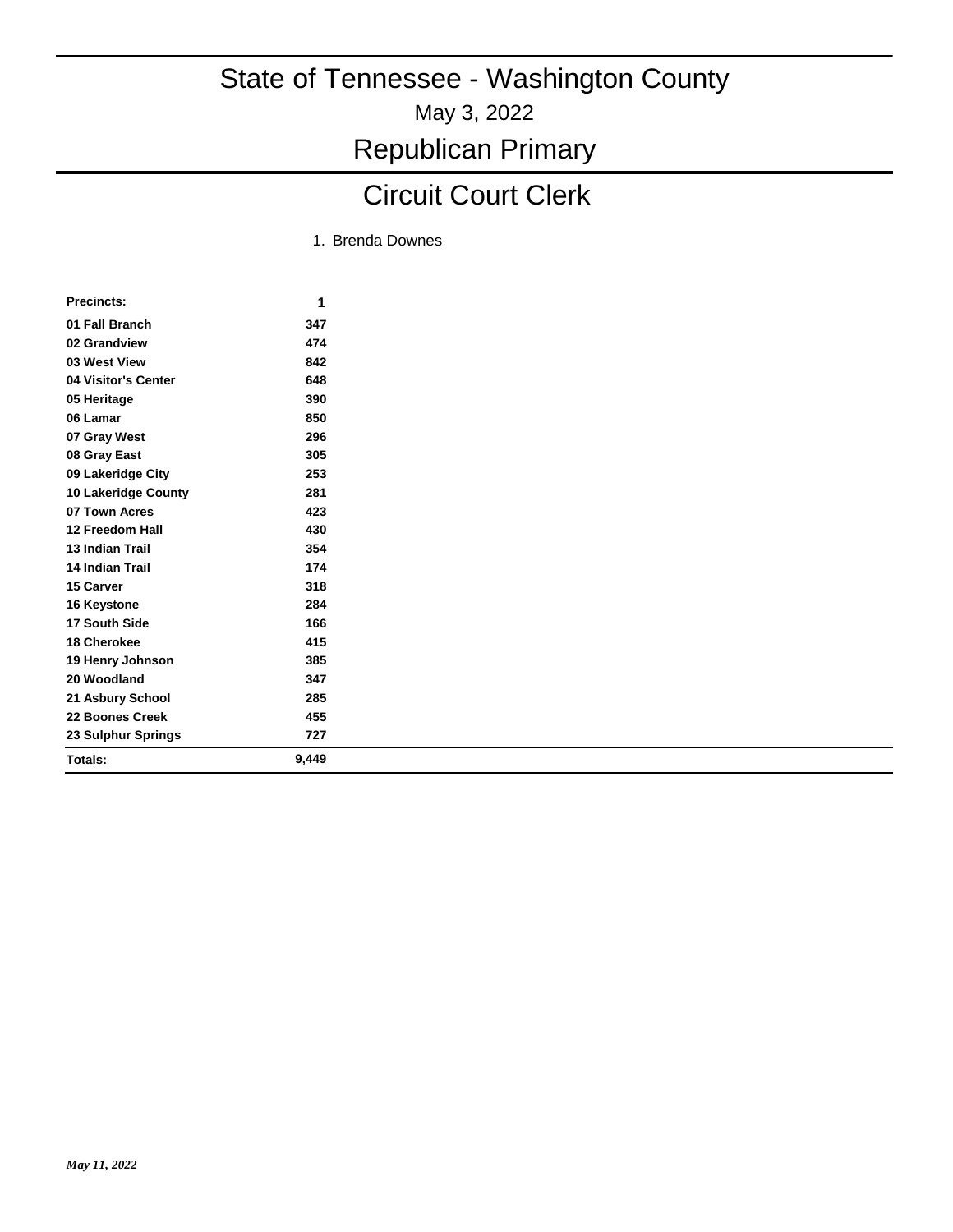# State of Tennessee - Washington County

May 3, 2022

## Republican Primary

## Circuit Court Clerk

1. Brenda Downes

| Precincts: | 1 |
|---|---|
| 01 Fall Branch | 347 |
| 02 Grandview | 474 |
| 03 West View | 842 |
| 04 Visitor's Center | 648 |
| 05 Heritage | 390 |
| 06 Lamar | 850 |
| 07 Gray West | 296 |
| 08 Gray East | 305 |
| 09 Lakeridge City | 253 |
| 10 Lakeridge County | 281 |
| 07 Town Acres | 423 |
| 12 Freedom Hall | 430 |
| 13 Indian Trail | 354 |
| 14 Indian Trail | 174 |
| 15 Carver | 318 |
| 16 Keystone | 284 |
| 17 South Side | 166 |
| 18 Cherokee | 415 |
| 19 Henry Johnson | 385 |
| 20 Woodland | 347 |
| 21 Asbury School | 285 |
| 22 Boones Creek | 455 |
| 23 Sulphur Springs | 727 |
| **Totals:** | **9,449** |

*May 11, 2022*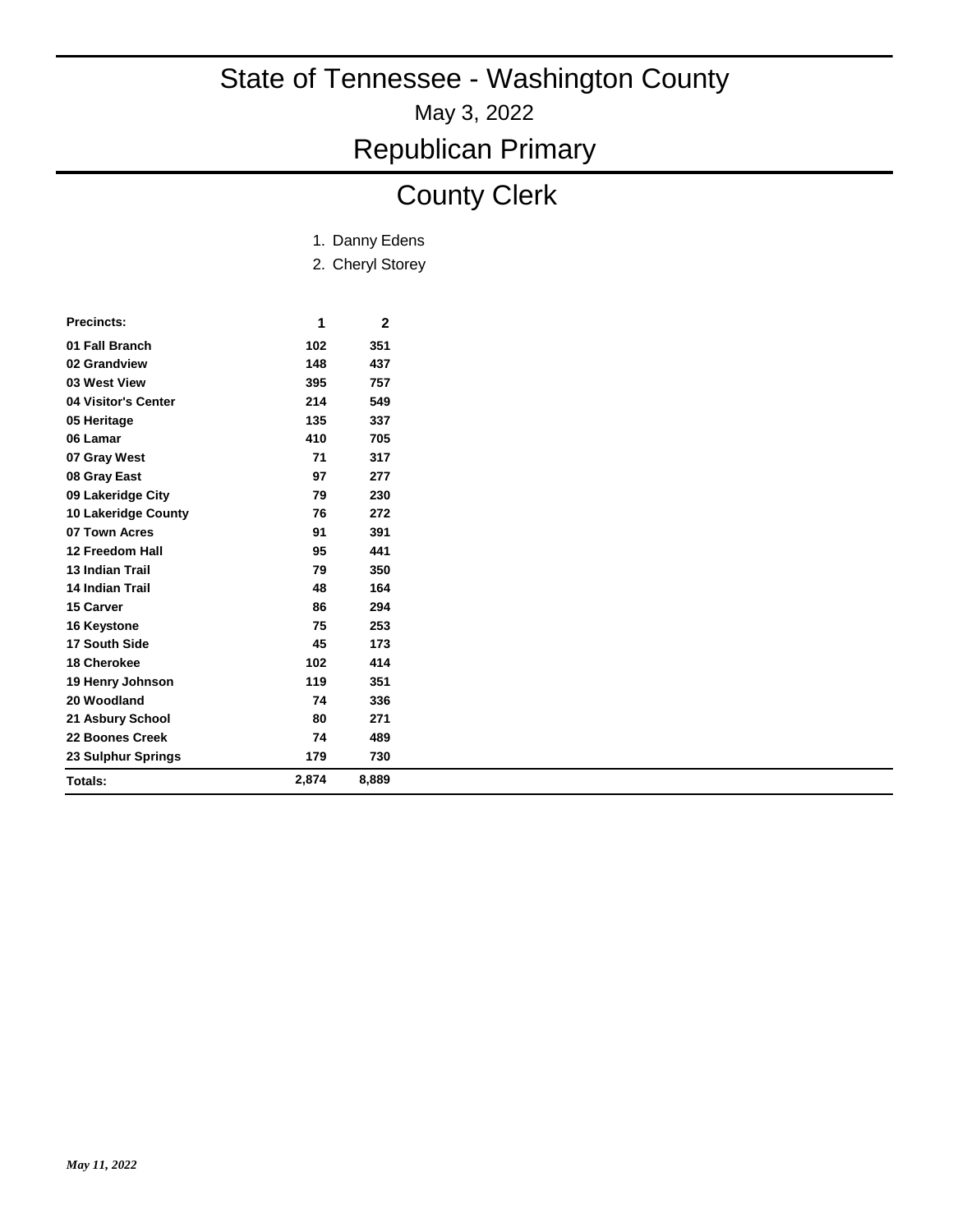# State of Tennessee - Washington County

May 3, 2022

## Republican Primary

## County Clerk

1. Danny Edens
2. Cheryl Storey

| Precincts: | 1 | 2 |
|---|---|---|
| 01 Fall Branch | 102 | 351 |
| 02 Grandview | 148 | 437 |
| 03 West View | 395 | 757 |
| 04 Visitor's Center | 214 | 549 |
| 05 Heritage | 135 | 337 |
| 06 Lamar | 410 | 705 |
| 07 Gray West | 71 | 317 |
| 08 Gray East | 97 | 277 |
| 09 Lakeridge City | 79 | 230 |
| 10 Lakeridge County | 76 | 272 |
| 07 Town Acres | 91 | 391 |
| 12 Freedom Hall | 95 | 441 |
| 13 Indian Trail | 79 | 350 |
| 14 Indian Trail | 48 | 164 |
| 15 Carver | 86 | 294 |
| 16 Keystone | 75 | 253 |
| 17 South Side | 45 | 173 |
| 18 Cherokee | 102 | 414 |
| 19 Henry Johnson | 119 | 351 |
| 20 Woodland | 74 | 336 |
| 21 Asbury School | 80 | 271 |
| 22 Boones Creek | 74 | 489 |
| 23 Sulphur Springs | 179 | 730 |
| **Totals:** | **2,874** | **8,889** |

*May 11, 2022*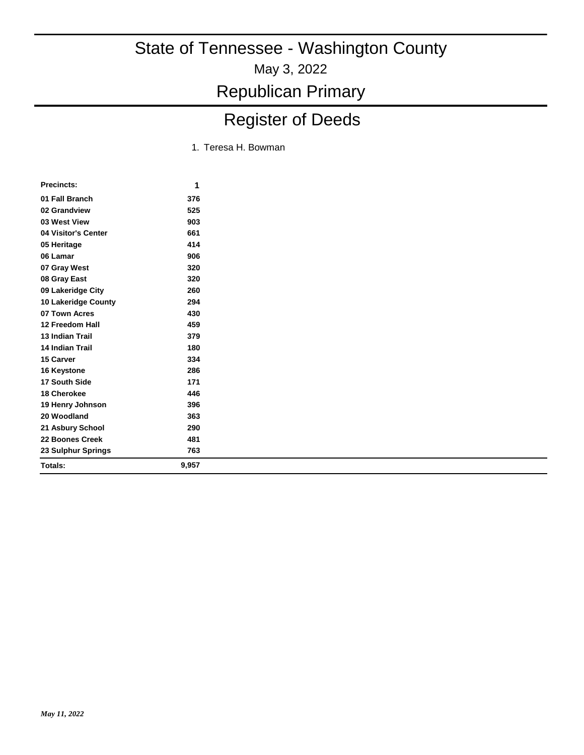# State of Tennessee - Washington County

May 3, 2022

## Republican Primary

## Register of Deeds

1. Teresa H. Bowman

| Precincts: | 1 |
|---|---|
| 01 Fall Branch | 376 |
| 02 Grandview | 525 |
| 03 West View | 903 |
| 04 Visitor's Center | 661 |
| 05 Heritage | 414 |
| 06 Lamar | 906 |
| 07 Gray West | 320 |
| 08 Gray East | 320 |
| 09 Lakeridge City | 260 |
| 10 Lakeridge County | 294 |
| 07 Town Acres | 430 |
| 12 Freedom Hall | 459 |
| 13 Indian Trail | 379 |
| 14 Indian Trail | 180 |
| 15 Carver | 334 |
| 16 Keystone | 286 |
| 17 South Side | 171 |
| 18 Cherokee | 446 |
| 19 Henry Johnson | 396 |
| 20 Woodland | 363 |
| 21 Asbury School | 290 |
| 22 Boones Creek | 481 |
| 23 Sulphur Springs | 763 |
| **Totals:** | **9,957** |

*May 11, 2022*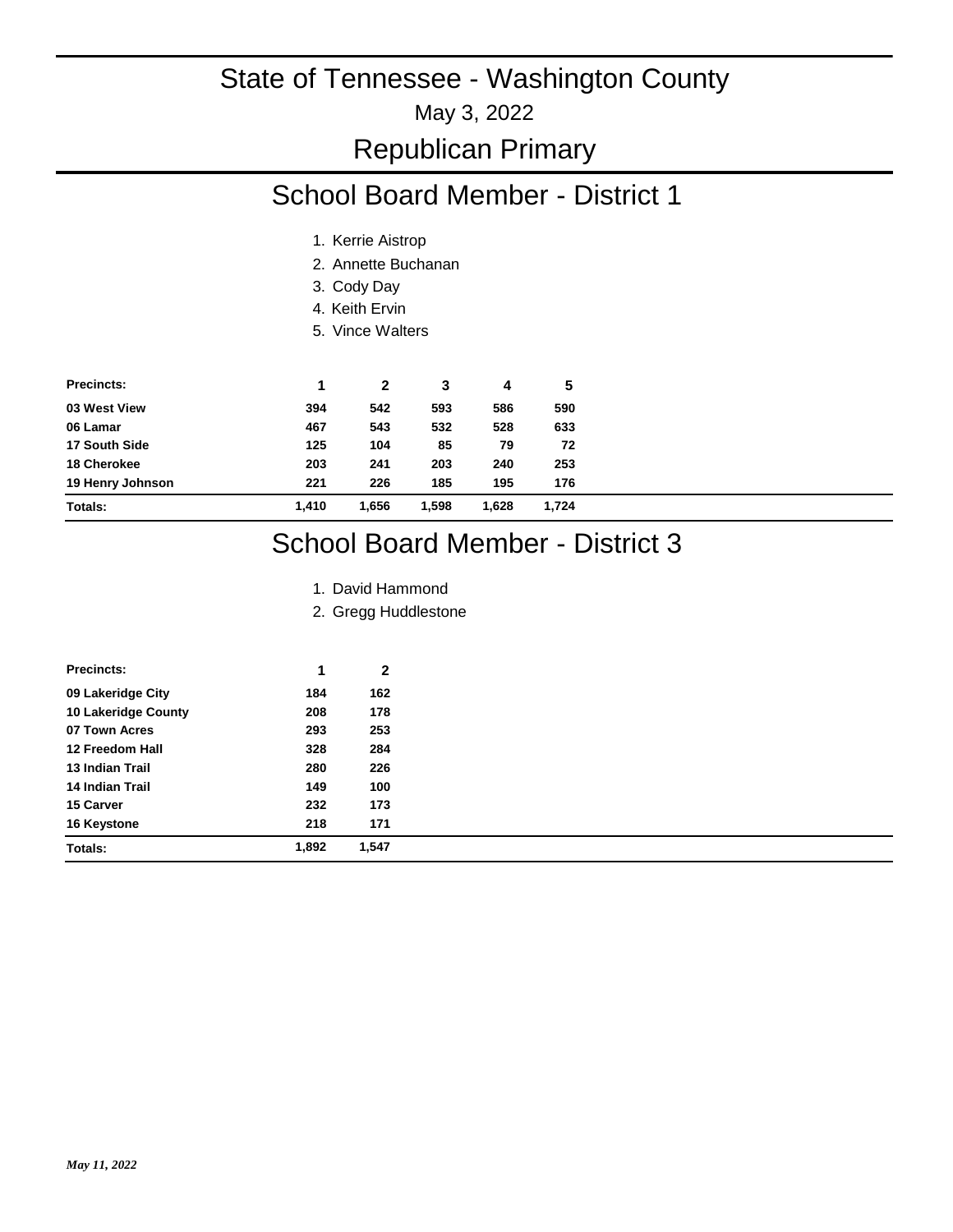# State of Tennessee - Washington County

May 3, 2022

## Republican Primary

## School Board Member - District 1

1. Kerrie Aistrop
2. Annette Buchanan
3. Cody Day
4. Keith Ervin
5. Vince Walters

| Precincts: | 1 | 2 | 3 | 4 | 5 |
|---|---|---|---|---|---|
| 03 West View | 394 | 542 | 593 | 586 | 590 |
| 06 Lamar | 467 | 543 | 532 | 528 | 633 |
| 17 South Side | 125 | 104 | 85 | 79 | 72 |
| 18 Cherokee | 203 | 241 | 203 | 240 | 253 |
| 19 Henry Johnson | 221 | 226 | 185 | 195 | 176 |
| **Totals:** | **1,410** | **1,656** | **1,598** | **1,628** | **1,724** |

## School Board Member - District 3

1. David Hammond
2. Gregg Huddlestone

| Precincts: | 1 | 2 |
|---|---|---|
| 09 Lakeridge City | 184 | 162 |
| 10 Lakeridge County | 208 | 178 |
| 07 Town Acres | 293 | 253 |
| 12 Freedom Hall | 328 | 284 |
| 13 Indian Trail | 280 | 226 |
| 14 Indian Trail | 149 | 100 |
| 15 Carver | 232 | 173 |
| 16 Keystone | 218 | 171 |
| **Totals:** | **1,892** | **1,547** |

*May 11, 2022*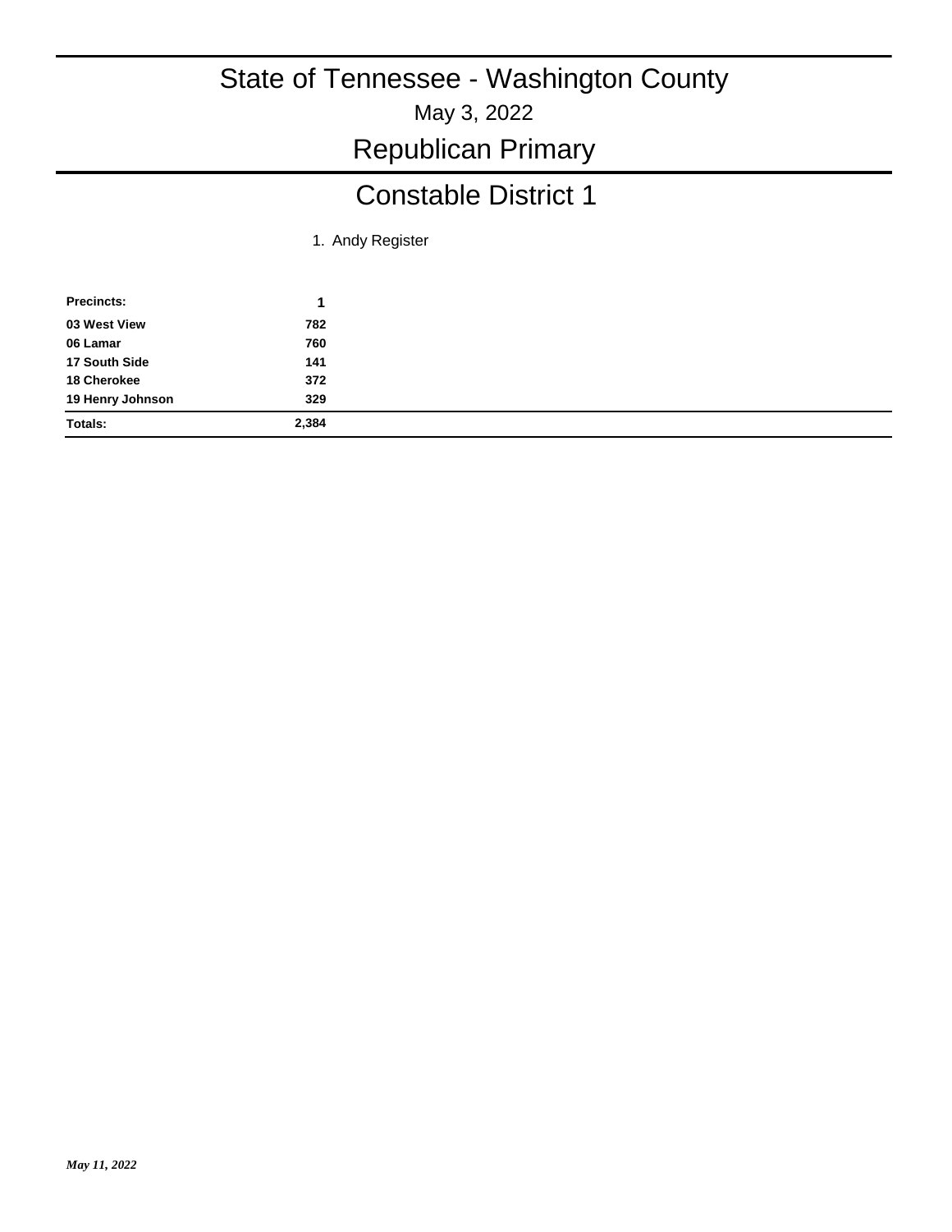# State of Tennessee - Washington County

May 3, 2022

## Republican Primary

## Constable District 1

1. Andy Register

| Precincts: | 1 |
|---|---|
| 03 West View | 782 |
| 06 Lamar | 760 |
| 17 South Side | 141 |
| 18 Cherokee | 372 |
| 19 Henry Johnson | 329 |
| **Totals:** | **2,384** |

*May 11, 2022*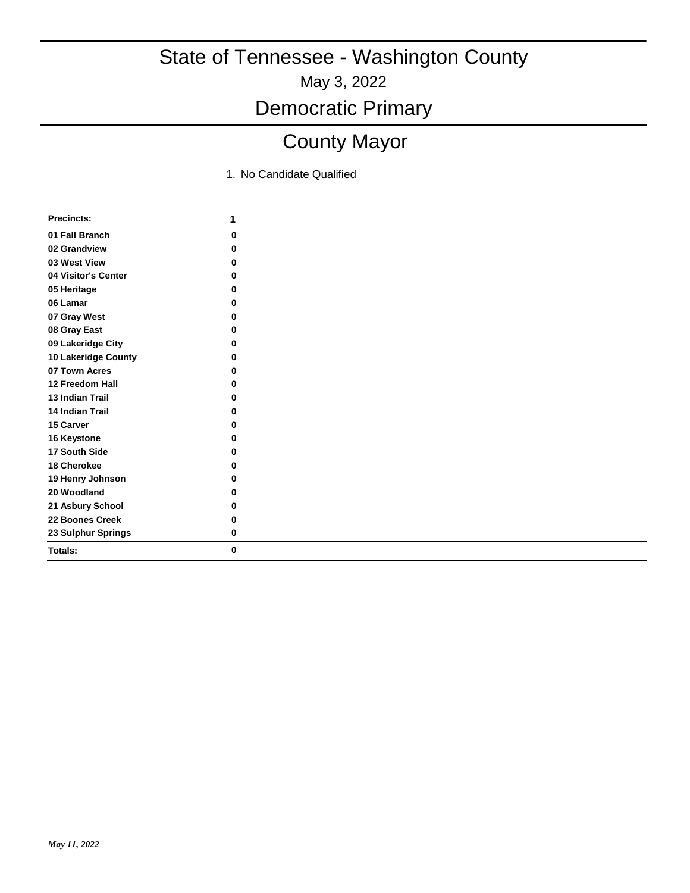# State of Tennessee - Washington County

May 3, 2022

## Democratic Primary

## County Mayor

1. No Candidate Qualified

| Precincts: | 1 |
|---|---|
| 01 Fall Branch | 0 |
| 02 Grandview | 0 |
| 03 West View | 0 |
| 04 Visitor's Center | 0 |
| 05 Heritage | 0 |
| 06 Lamar | 0 |
| 07 Gray West | 0 |
| 08 Gray East | 0 |
| 09 Lakeridge City | 0 |
| 10 Lakeridge County | 0 |
| 07 Town Acres | 0 |
| 12 Freedom Hall | 0 |
| 13 Indian Trail | 0 |
| 14 Indian Trail | 0 |
| 15 Carver | 0 |
| 16 Keystone | 0 |
| 17 South Side | 0 |
| 18 Cherokee | 0 |
| 19 Henry Johnson | 0 |
| 20 Woodland | 0 |
| 21 Asbury School | 0 |
| 22 Boones Creek | 0 |
| 23 Sulphur Springs | 0 |
| **Totals:** | **0** |

*May 11, 2022*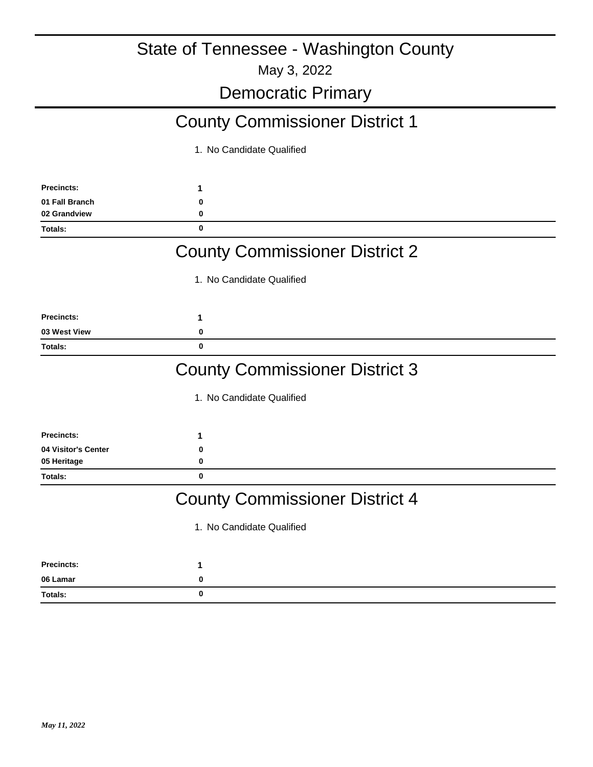# State of Tennessee - Washington County

May 3, 2022

## Democratic Primary

## County Commissioner District 1

1. No Candidate Qualified

| Precincts: | 1 |
|---|---|
| 01 Fall Branch | 0 |
| 02 Grandview | 0 |
| Totals: | 0 |

## County Commissioner District 2

1. No Candidate Qualified

| Precincts: | 1 |
|---|---|
| 03 West View | 0 |
| Totals: | 0 |

## County Commissioner District 3

1. No Candidate Qualified

| Precincts: | 1 |
|---|---|
| 04 Visitor's Center | 0 |
| 05 Heritage | 0 |
| Totals: | 0 |

## County Commissioner District 4

1. No Candidate Qualified

| Precincts: | 1 |
|---|---|
| 06 Lamar | 0 |
| Totals: | 0 |

*May 11, 2022*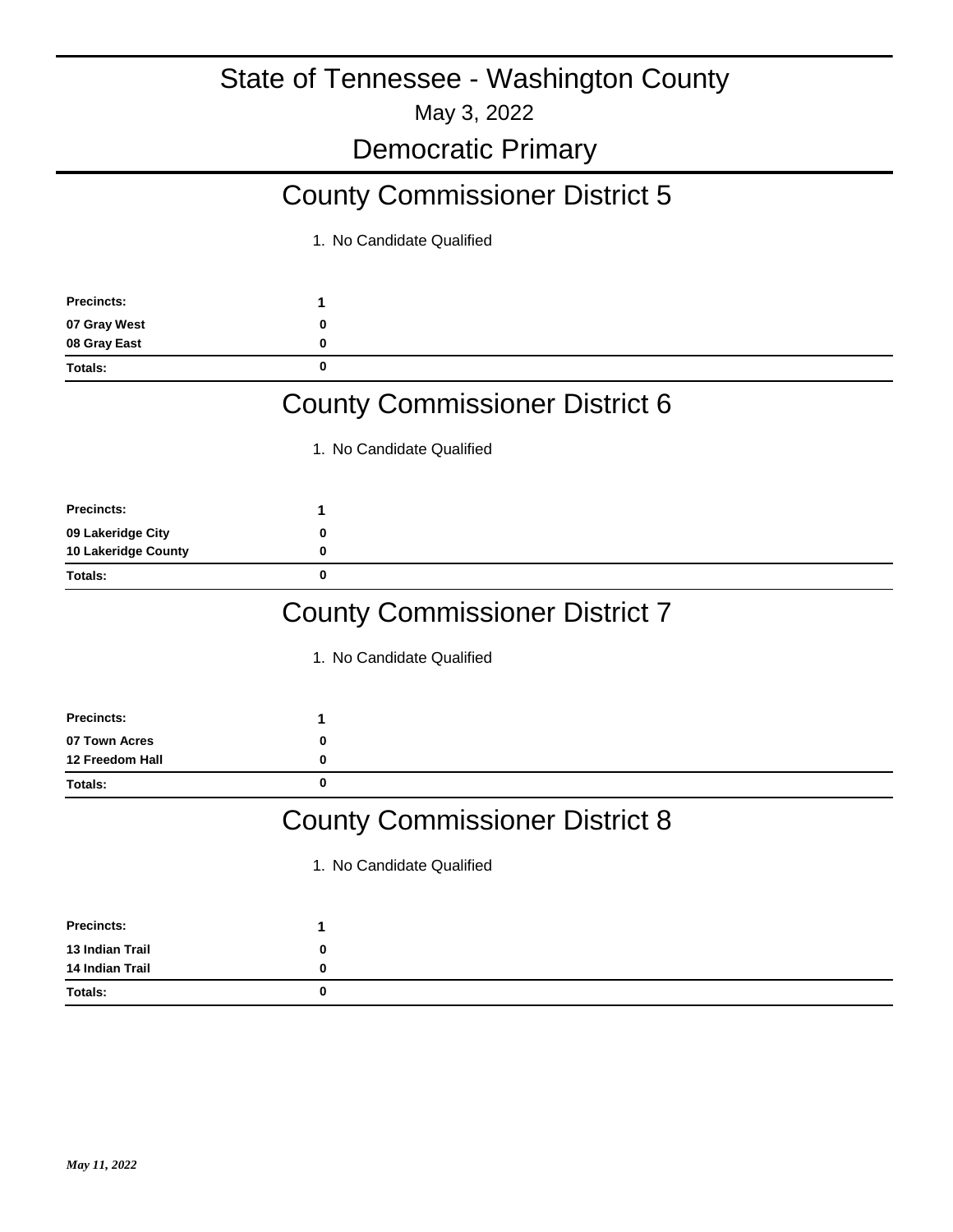# State of Tennessee - Washington County

May 3, 2022

## Democratic Primary

## County Commissioner District 5

1. No Candidate Qualified

| Precincts: | 1 |
|---|---|
| 07 Gray West | 0 |
| 08 Gray East | 0 |
| **Totals:** | **0** |

## County Commissioner District 6

1. No Candidate Qualified

| Precincts: | 1 |
|---|---|
| 09 Lakeridge City | 0 |
| 10 Lakeridge County | 0 |
| **Totals:** | **0** |

## County Commissioner District 7

1. No Candidate Qualified

| Precincts: | 1 |
|---|---|
| 07 Town Acres | 0 |
| 12 Freedom Hall | 0 |
| **Totals:** | **0** |

## County Commissioner District 8

1. No Candidate Qualified

| Precincts: | 1 |
|---|---|
| 13 Indian Trail | 0 |
| 14 Indian Trail | 0 |
| **Totals:** | **0** |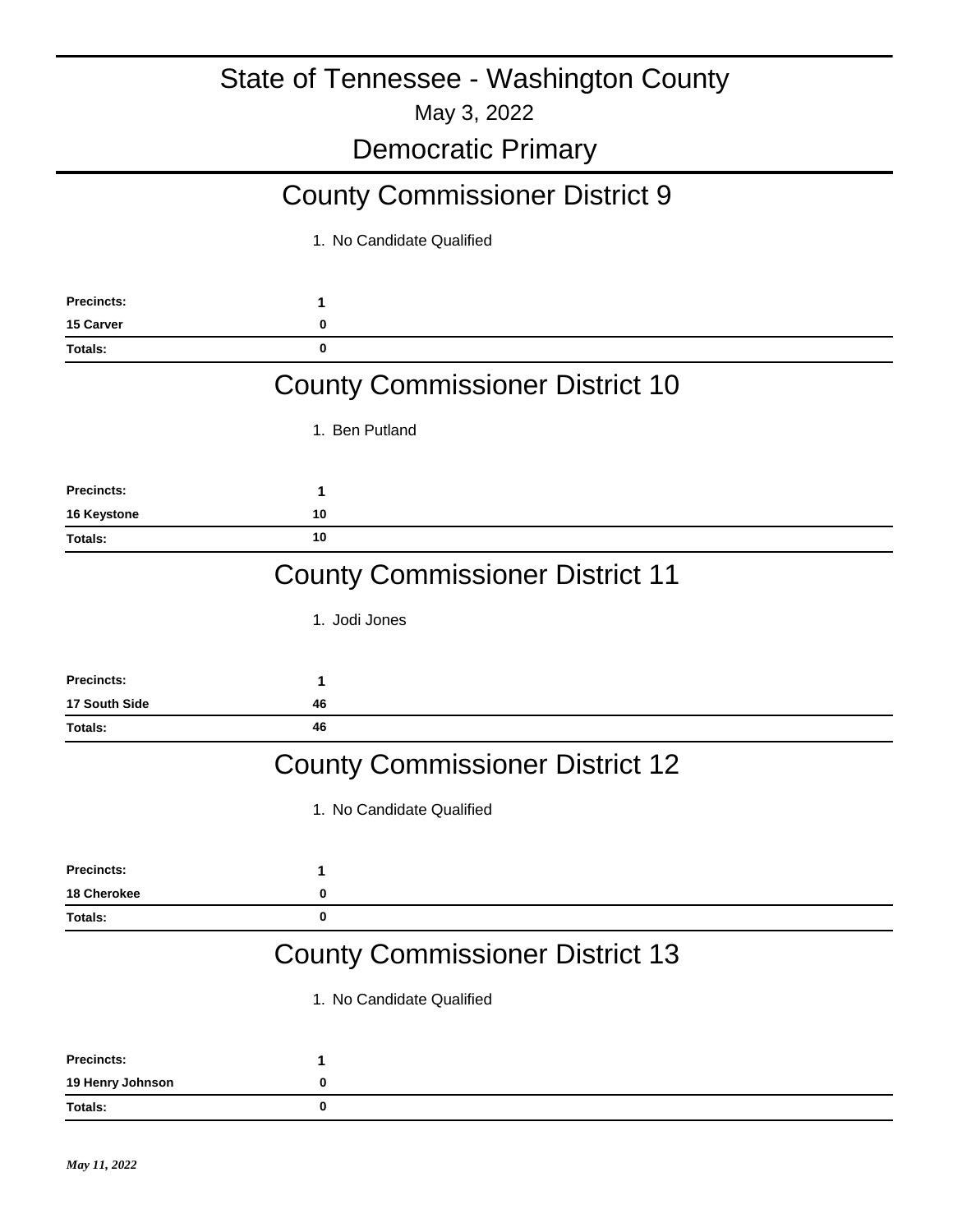# State of Tennessee - Washington County

May 3, 2022

## Democratic Primary

### County Commissioner District 9

| | 1. No Candidate Qualified |
|---|---|
| **Precincts:** | **1** |
| **15 Carver** | **0** |
| **Totals:** | **0** |

### County Commissioner District 10

| | 1. Ben Putland |
|---|---|
| **Precincts:** | **1** |
| **16 Keystone** | **10** |
| **Totals:** | **10** |

### County Commissioner District 11

| | 1. Jodi Jones |
|---|---|
| **Precincts:** | **1** |
| **17 South Side** | **46** |
| **Totals:** | **46** |

### County Commissioner District 12

| | 1. No Candidate Qualified |
|---|---|
| **Precincts:** | **1** |
| **18 Cherokee** | **0** |
| **Totals:** | **0** |

### County Commissioner District 13

| | 1. No Candidate Qualified |
|---|---|
| **Precincts:** | **1** |
| **19 Henry Johnson** | **0** |
| **Totals:** | **0** |

*May 11, 2022*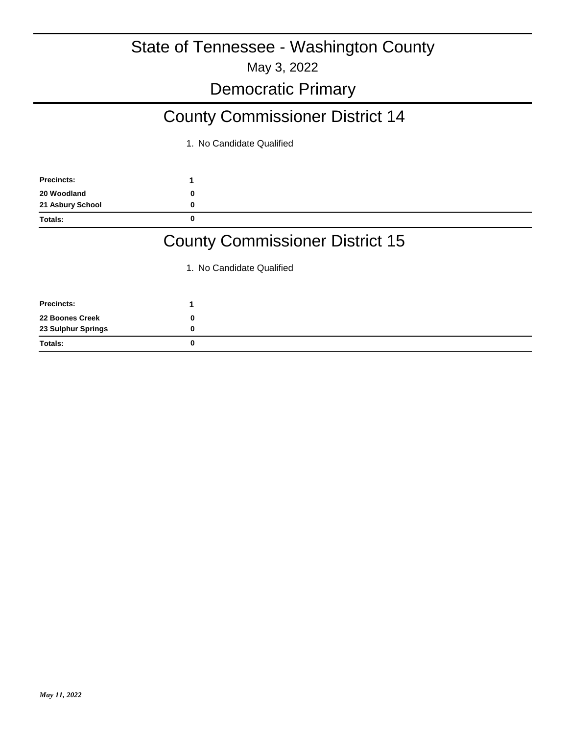# State of Tennessee - Washington County

May 3, 2022

## Democratic Primary

## County Commissioner District 14

1. No Candidate Qualified

| Precincts: | 1 |
|---|---|
| 20 Woodland | 0 |
| 21 Asbury School | 0 |
| Totals: | 0 |

## County Commissioner District 15

1. No Candidate Qualified

| Precincts: | 1 |
|---|---|
| 22 Boones Creek | 0 |
| 23 Sulphur Springs | 0 |
| Totals: | 0 |

*May 11, 2022*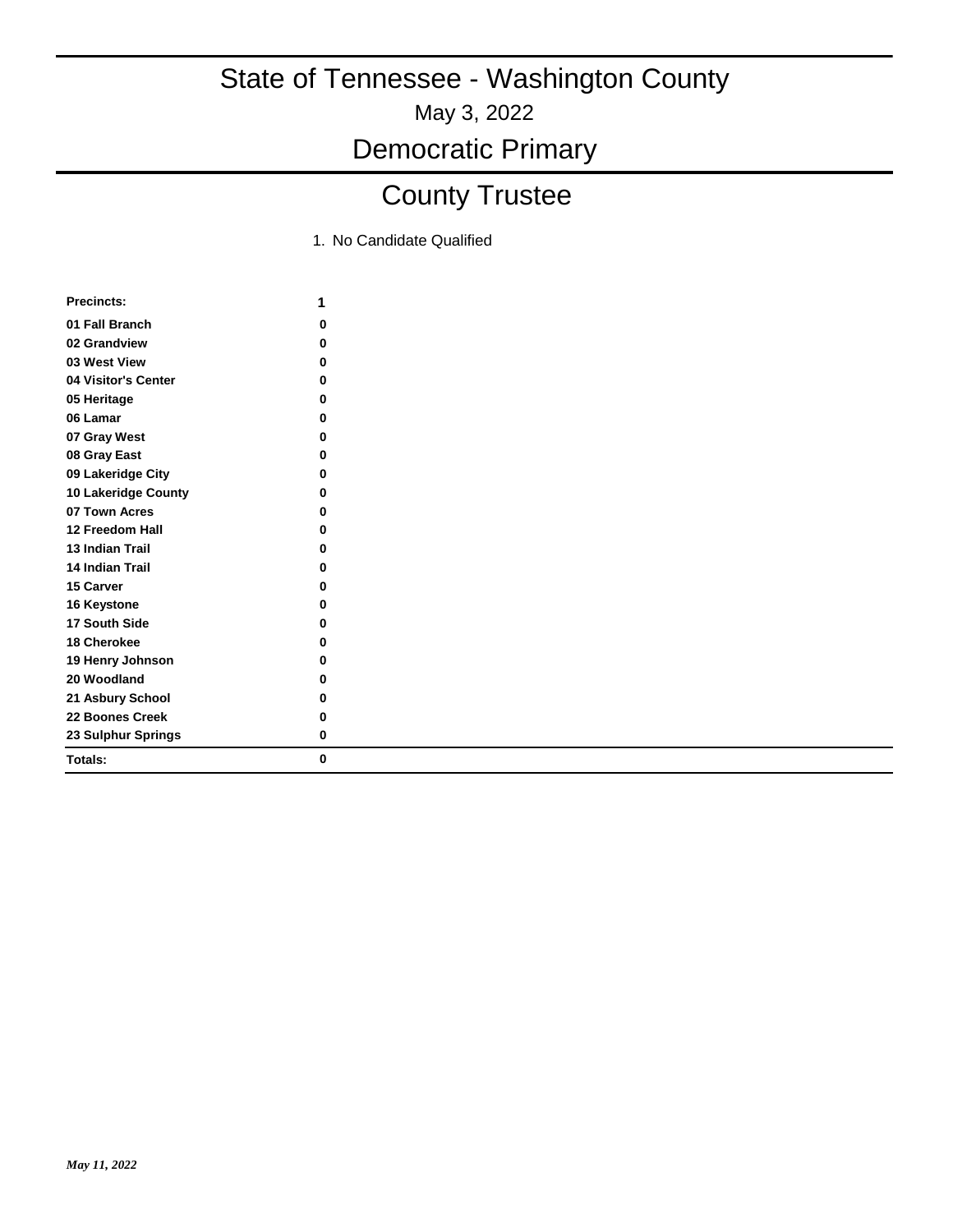# State of Tennessee - Washington County

May 3, 2022

## Democratic Primary

## County Trustee

1. No Candidate Qualified

| Precincts: | 1 |
| --- | --- |
| 01 Fall Branch | 0 |
| 02 Grandview | 0 |
| 03 West View | 0 |
| 04 Visitor's Center | 0 |
| 05 Heritage | 0 |
| 06 Lamar | 0 |
| 07 Gray West | 0 |
| 08 Gray East | 0 |
| 09 Lakeridge City | 0 |
| 10 Lakeridge County | 0 |
| 07 Town Acres | 0 |
| 12 Freedom Hall | 0 |
| 13 Indian Trail | 0 |
| 14 Indian Trail | 0 |
| 15 Carver | 0 |
| 16 Keystone | 0 |
| 17 South Side | 0 |
| 18 Cherokee | 0 |
| 19 Henry Johnson | 0 |
| 20 Woodland | 0 |
| 21 Asbury School | 0 |
| 22 Boones Creek | 0 |
| 23 Sulphur Springs | 0 |
| **Totals:** | **0** |

*May 11, 2022*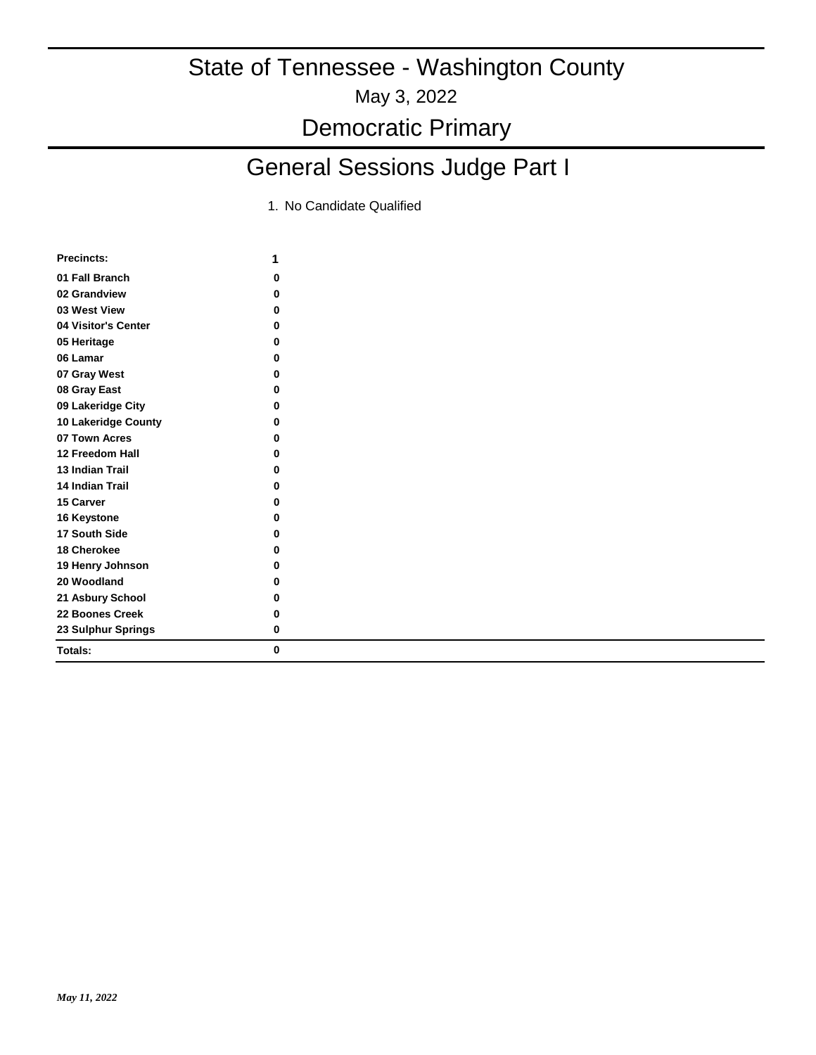# State of Tennessee - Washington County

May 3, 2022

## Democratic Primary

## General Sessions Judge Part I

1. No Candidate Qualified

| Precincts: | 1 |
|---|---|
| 01 Fall Branch | 0 |
| 02 Grandview | 0 |
| 03 West View | 0 |
| 04 Visitor's Center | 0 |
| 05 Heritage | 0 |
| 06 Lamar | 0 |
| 07 Gray West | 0 |
| 08 Gray East | 0 |
| 09 Lakeridge City | 0 |
| 10 Lakeridge County | 0 |
| 07 Town Acres | 0 |
| 12 Freedom Hall | 0 |
| 13 Indian Trail | 0 |
| 14 Indian Trail | 0 |
| 15 Carver | 0 |
| 16 Keystone | 0 |
| 17 South Side | 0 |
| 18 Cherokee | 0 |
| 19 Henry Johnson | 0 |
| 20 Woodland | 0 |
| 21 Asbury School | 0 |
| 22 Boones Creek | 0 |
| 23 Sulphur Springs | 0 |
| **Totals:** | **0** |

*May 11, 2022*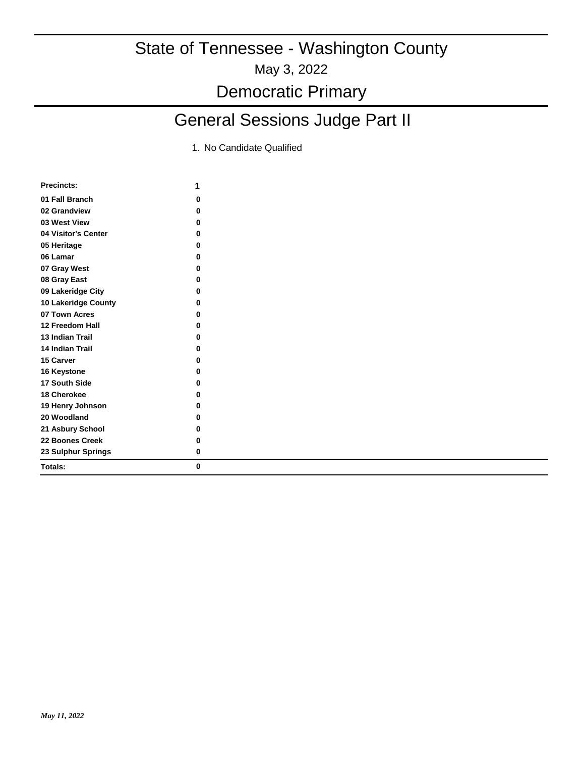# State of Tennessee - Washington County

May 3, 2022

## Democratic Primary

## General Sessions Judge Part II

1. No Candidate Qualified

| Precincts: | 1 |
|---|---|
| 01 Fall Branch | 0 |
| 02 Grandview | 0 |
| 03 West View | 0 |
| 04 Visitor's Center | 0 |
| 05 Heritage | 0 |
| 06 Lamar | 0 |
| 07 Gray West | 0 |
| 08 Gray East | 0 |
| 09 Lakeridge City | 0 |
| 10 Lakeridge County | 0 |
| 07 Town Acres | 0 |
| 12 Freedom Hall | 0 |
| 13 Indian Trail | 0 |
| 14 Indian Trail | 0 |
| 15 Carver | 0 |
| 16 Keystone | 0 |
| 17 South Side | 0 |
| 18 Cherokee | 0 |
| 19 Henry Johnson | 0 |
| 20 Woodland | 0 |
| 21 Asbury School | 0 |
| 22 Boones Creek | 0 |
| 23 Sulphur Springs | 0 |
| **Totals:** | **0** |

*May 11, 2022*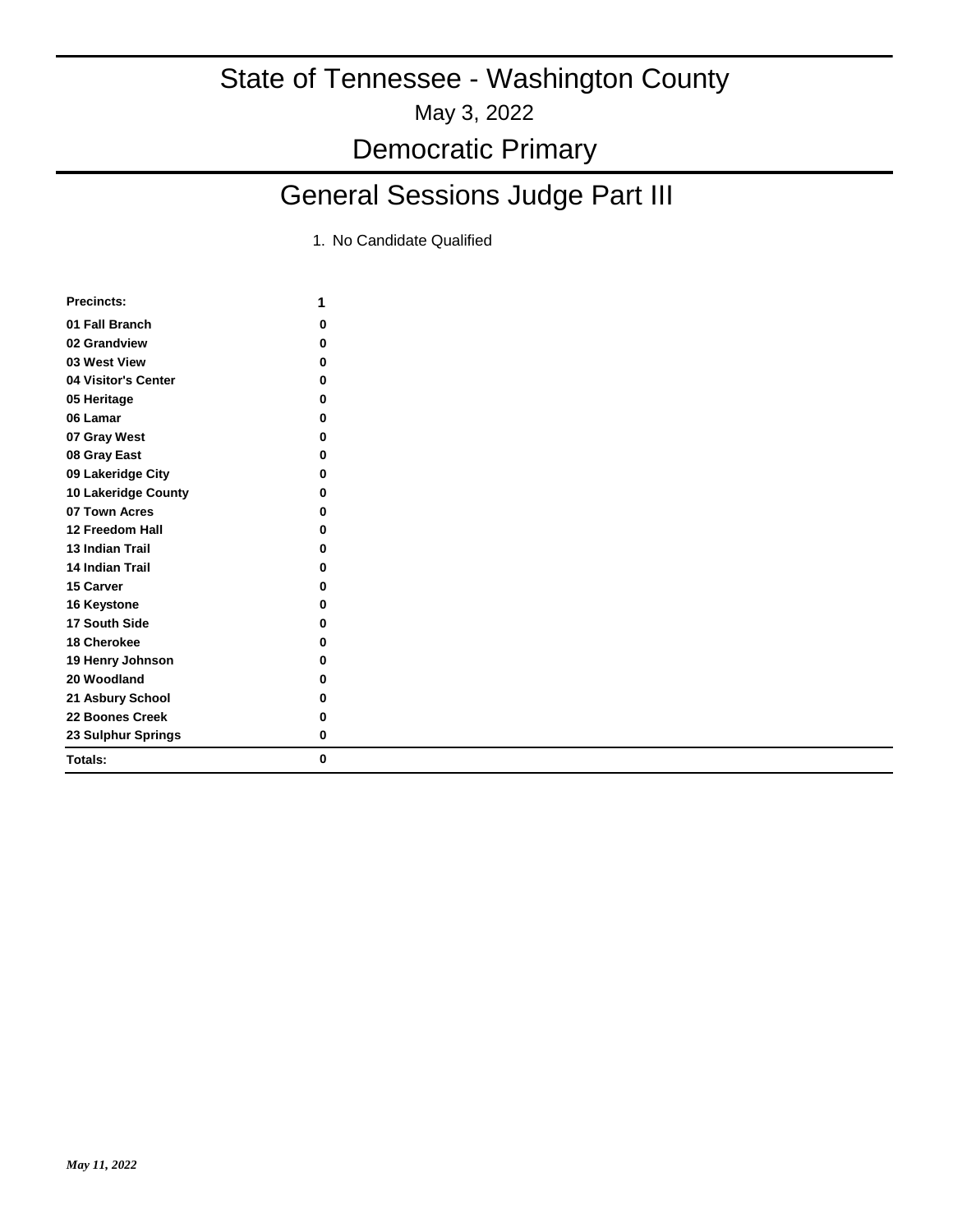# State of Tennessee - Washington County

May 3, 2022

## Democratic Primary

## General Sessions Judge Part III

1. No Candidate Qualified

| Precincts: | 1 |
|---|---|
| 01 Fall Branch | 0 |
| 02 Grandview | 0 |
| 03 West View | 0 |
| 04 Visitor's Center | 0 |
| 05 Heritage | 0 |
| 06 Lamar | 0 |
| 07 Gray West | 0 |
| 08 Gray East | 0 |
| 09 Lakeridge City | 0 |
| 10 Lakeridge County | 0 |
| 07 Town Acres | 0 |
| 12 Freedom Hall | 0 |
| 13 Indian Trail | 0 |
| 14 Indian Trail | 0 |
| 15 Carver | 0 |
| 16 Keystone | 0 |
| 17 South Side | 0 |
| 18 Cherokee | 0 |
| 19 Henry Johnson | 0 |
| 20 Woodland | 0 |
| 21 Asbury School | 0 |
| 22 Boones Creek | 0 |
| 23 Sulphur Springs | 0 |
| **Totals:** | **0** |

*May 11, 2022*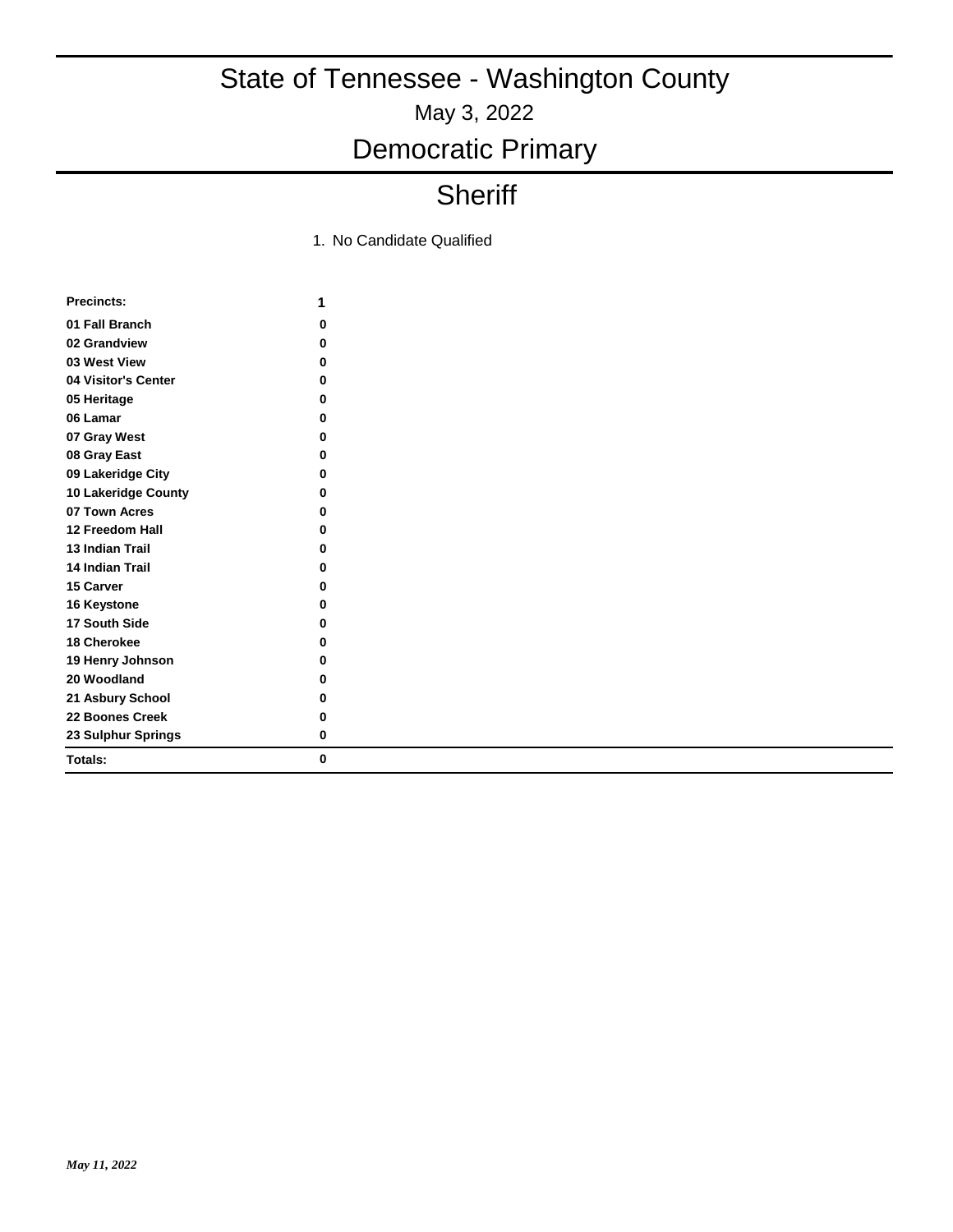# State of Tennessee - Washington County

May 3, 2022

## Democratic Primary

## Sheriff

1. No Candidate Qualified

| Precincts: | 1 |
|---|---|
| 01 Fall Branch | 0 |
| 02 Grandview | 0 |
| 03 West View | 0 |
| 04 Visitor's Center | 0 |
| 05 Heritage | 0 |
| 06 Lamar | 0 |
| 07 Gray West | 0 |
| 08 Gray East | 0 |
| 09 Lakeridge City | 0 |
| 10 Lakeridge County | 0 |
| 07 Town Acres | 0 |
| 12 Freedom Hall | 0 |
| 13 Indian Trail | 0 |
| 14 Indian Trail | 0 |
| 15 Carver | 0 |
| 16 Keystone | 0 |
| 17 South Side | 0 |
| 18 Cherokee | 0 |
| 19 Henry Johnson | 0 |
| 20 Woodland | 0 |
| 21 Asbury School | 0 |
| 22 Boones Creek | 0 |
| 23 Sulphur Springs | 0 |
| **Totals:** | **0** |

*May 11, 2022*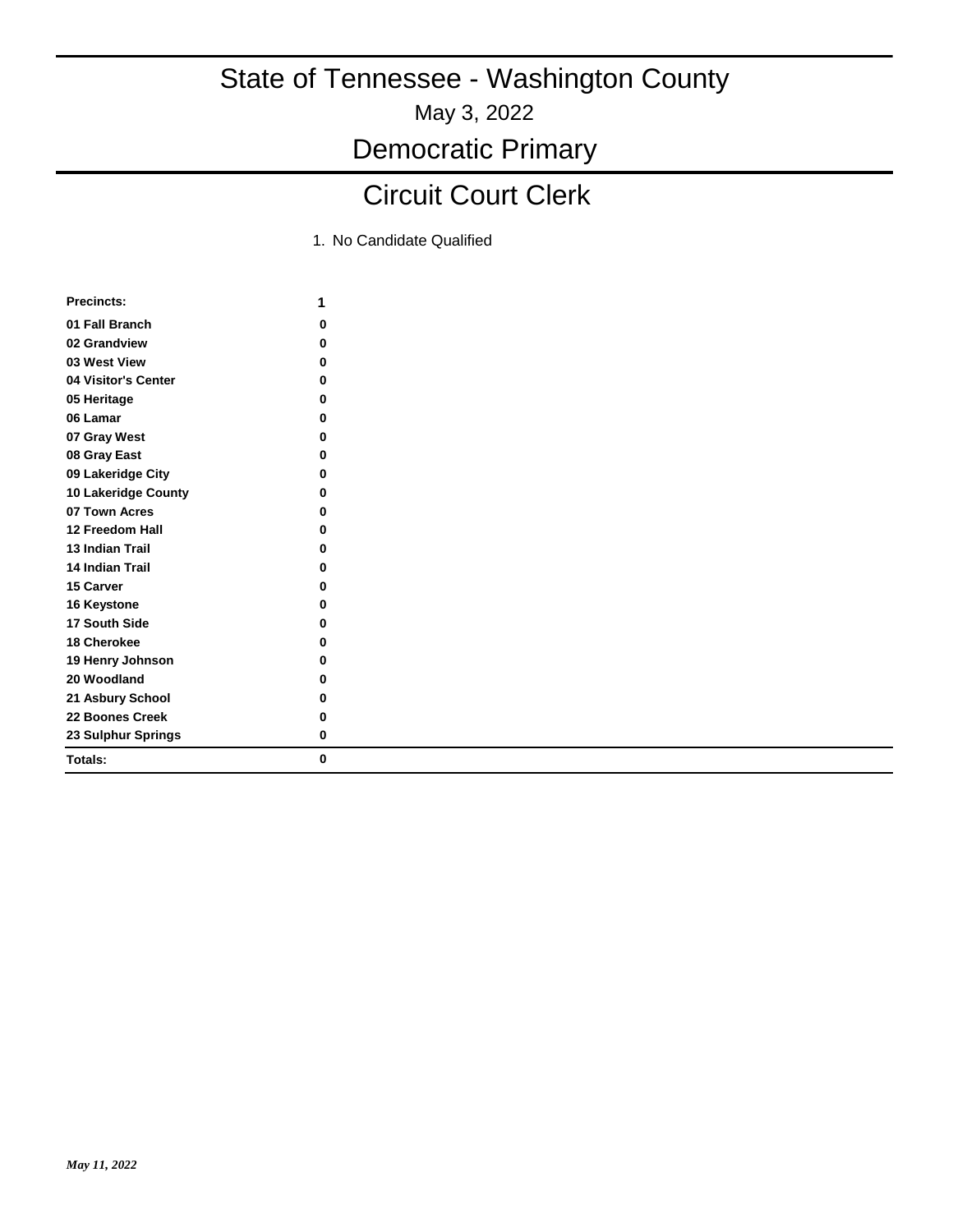# State of Tennessee - Washington County

May 3, 2022

## Democratic Primary

## Circuit Court Clerk

1. No Candidate Qualified

| Precincts: | 1 |
|---|---|
| 01 Fall Branch | 0 |
| 02 Grandview | 0 |
| 03 West View | 0 |
| 04 Visitor's Center | 0 |
| 05 Heritage | 0 |
| 06 Lamar | 0 |
| 07 Gray West | 0 |
| 08 Gray East | 0 |
| 09 Lakeridge City | 0 |
| 10 Lakeridge County | 0 |
| 07 Town Acres | 0 |
| 12 Freedom Hall | 0 |
| 13 Indian Trail | 0 |
| 14 Indian Trail | 0 |
| 15 Carver | 0 |
| 16 Keystone | 0 |
| 17 South Side | 0 |
| 18 Cherokee | 0 |
| 19 Henry Johnson | 0 |
| 20 Woodland | 0 |
| 21 Asbury School | 0 |
| 22 Boones Creek | 0 |
| 23 Sulphur Springs | 0 |
| **Totals:** | **0** |

*May 11, 2022*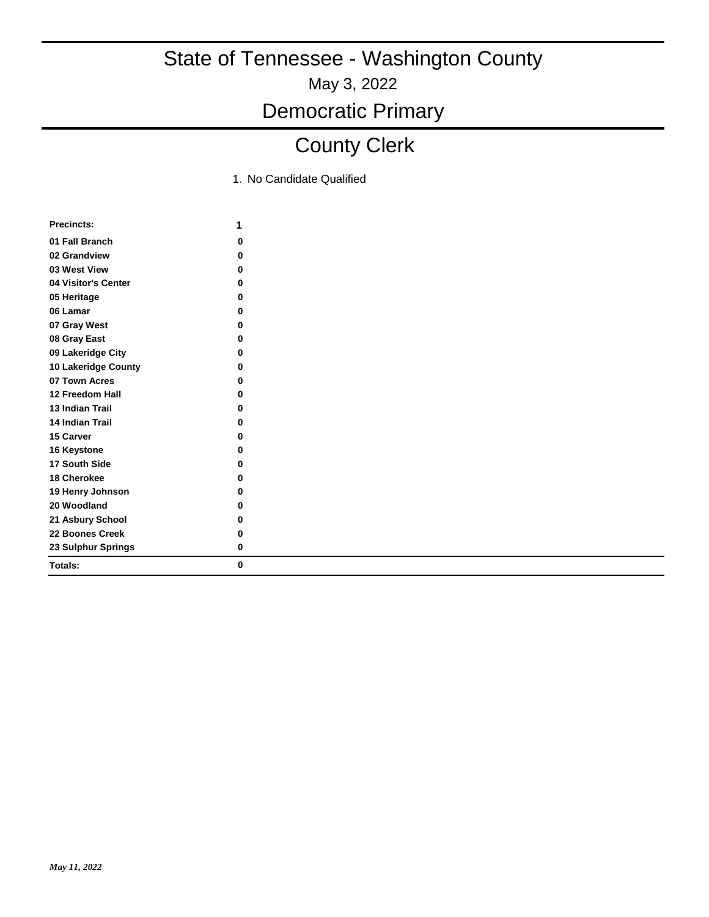# State of Tennessee - Washington County

May 3, 2022

## Democratic Primary

## County Clerk

1. No Candidate Qualified

| **Precincts:** | **1** |
|---|---|
| **01 Fall Branch** | **0** |
| **02 Grandview** | **0** |
| **03 West View** | **0** |
| **04 Visitor's Center** | **0** |
| **05 Heritage** | **0** |
| **06 Lamar** | **0** |
| **07 Gray West** | **0** |
| **08 Gray East** | **0** |
| **09 Lakeridge City** | **0** |
| **10 Lakeridge County** | **0** |
| **07 Town Acres** | **0** |
| **12 Freedom Hall** | **0** |
| **13 Indian Trail** | **0** |
| **14 Indian Trail** | **0** |
| **15 Carver** | **0** |
| **16 Keystone** | **0** |
| **17 South Side** | **0** |
| **18 Cherokee** | **0** |
| **19 Henry Johnson** | **0** |
| **20 Woodland** | **0** |
| **21 Asbury School** | **0** |
| **22 Boones Creek** | **0** |
| **23 Sulphur Springs** | **0** |
| **Totals:** | **0** |

*May 11, 2022*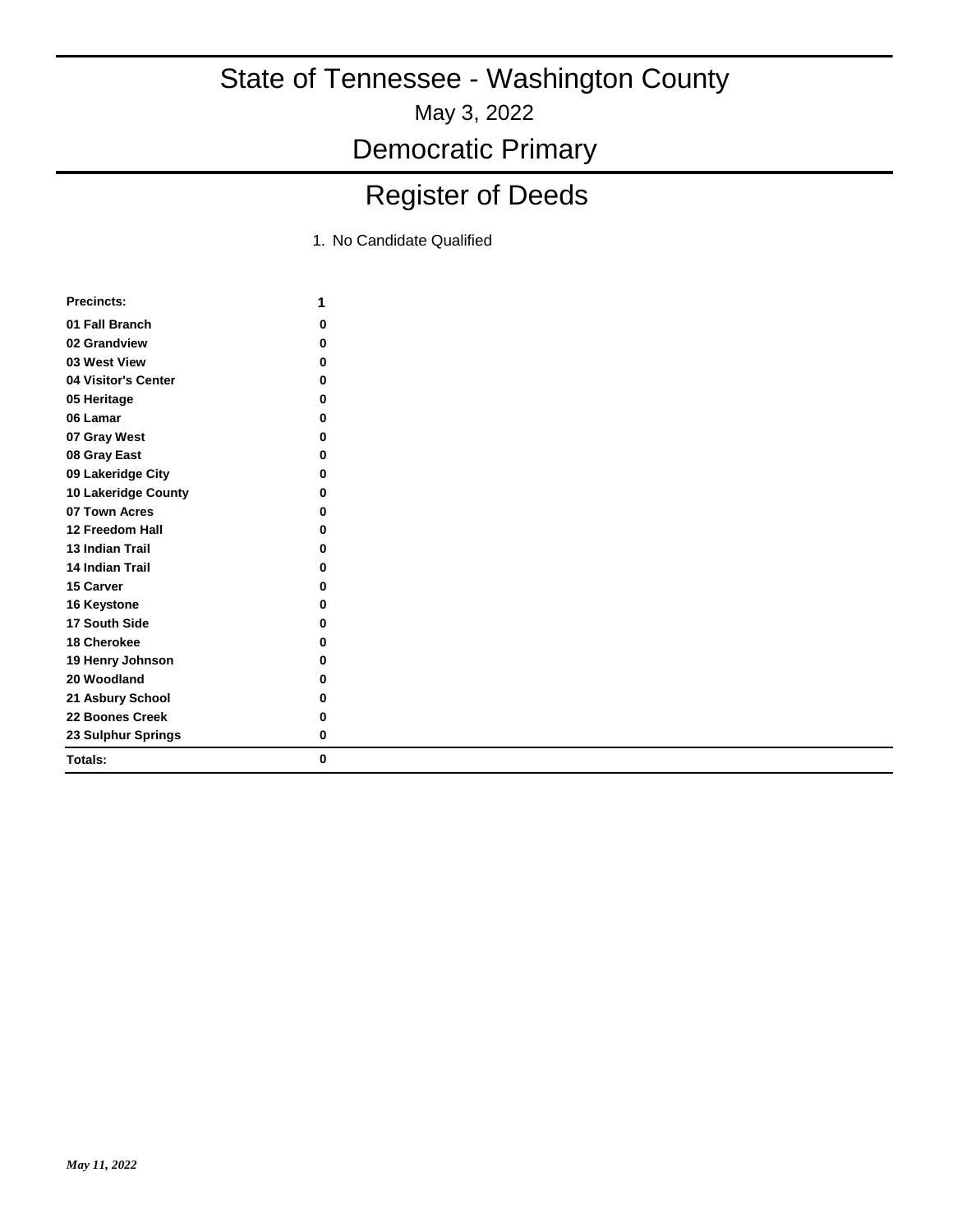# State of Tennessee - Washington County

May 3, 2022

## Democratic Primary

## Register of Deeds

1. No Candidate Qualified

| Precincts: | 1 |
|---|---|
| 01 Fall Branch | 0 |
| 02 Grandview | 0 |
| 03 West View | 0 |
| 04 Visitor's Center | 0 |
| 05 Heritage | 0 |
| 06 Lamar | 0 |
| 07 Gray West | 0 |
| 08 Gray East | 0 |
| 09 Lakeridge City | 0 |
| 10 Lakeridge County | 0 |
| 07 Town Acres | 0 |
| 12 Freedom Hall | 0 |
| 13 Indian Trail | 0 |
| 14 Indian Trail | 0 |
| 15 Carver | 0 |
| 16 Keystone | 0 |
| 17 South Side | 0 |
| 18 Cherokee | 0 |
| 19 Henry Johnson | 0 |
| 20 Woodland | 0 |
| 21 Asbury School | 0 |
| 22 Boones Creek | 0 |
| 23 Sulphur Springs | 0 |
| **Totals:** | **0** |

*May 11, 2022*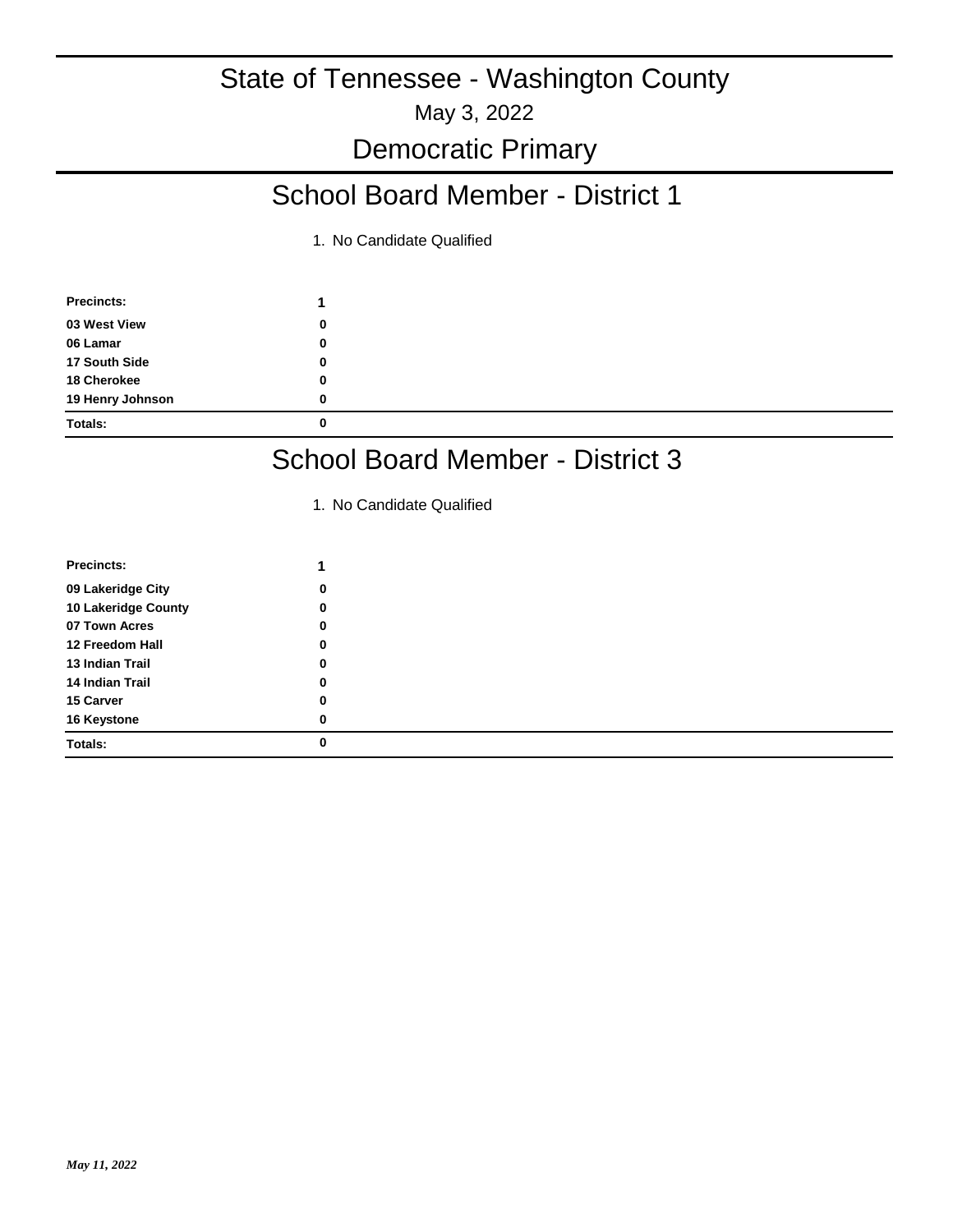# State of Tennessee - Washington County

May 3, 2022

## Democratic Primary

## School Board Member - District 1

1. No Candidate Qualified

| Precincts: | 1 |
|---|---|
| 03 West View | 0 |
| 06 Lamar | 0 |
| 17 South Side | 0 |
| 18 Cherokee | 0 |
| 19 Henry Johnson | 0 |
| Totals: | 0 |

## School Board Member - District 3

1. No Candidate Qualified

| Precincts: | 1 |
|---|---|
| 09 Lakeridge City | 0 |
| 10 Lakeridge County | 0 |
| 07 Town Acres | 0 |
| 12 Freedom Hall | 0 |
| 13 Indian Trail | 0 |
| 14 Indian Trail | 0 |
| 15 Carver | 0 |
| 16 Keystone | 0 |
| Totals: | 0 |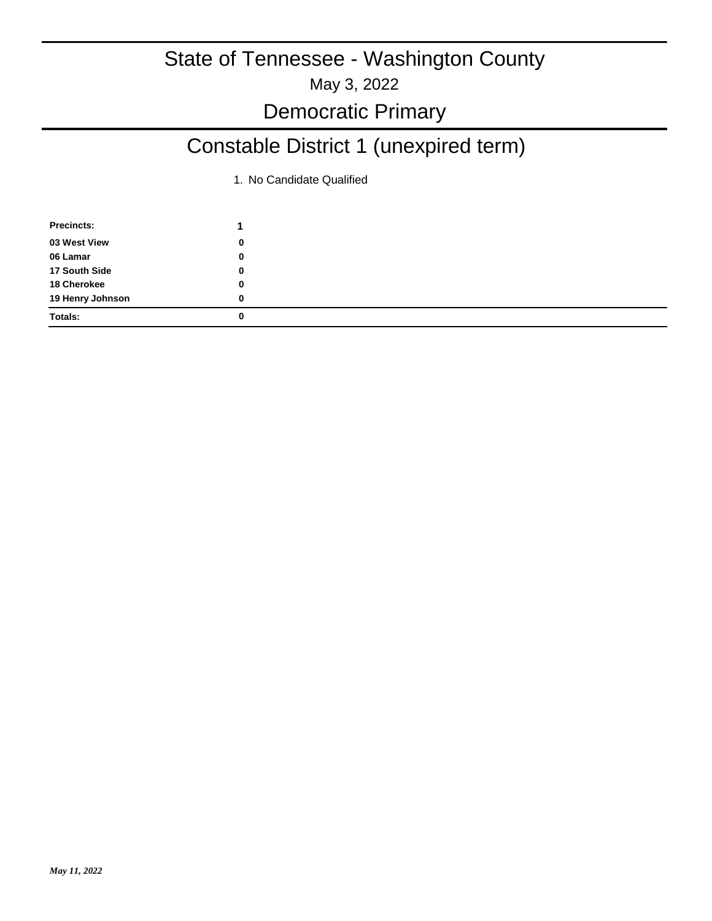# State of Tennessee - Washington County

May 3, 2022

## Democratic Primary

## Constable District 1 (unexpired term)

1. No Candidate Qualified

| | |
|---|---|
| **Precincts:** | **1** |
| **03 West View** | **0** |
| **06 Lamar** | **0** |
| **17 South Side** | **0** |
| **18 Cherokee** | **0** |
| **19 Henry Johnson** | **0** |
| **Totals:** | **0** |

*May 11, 2022*